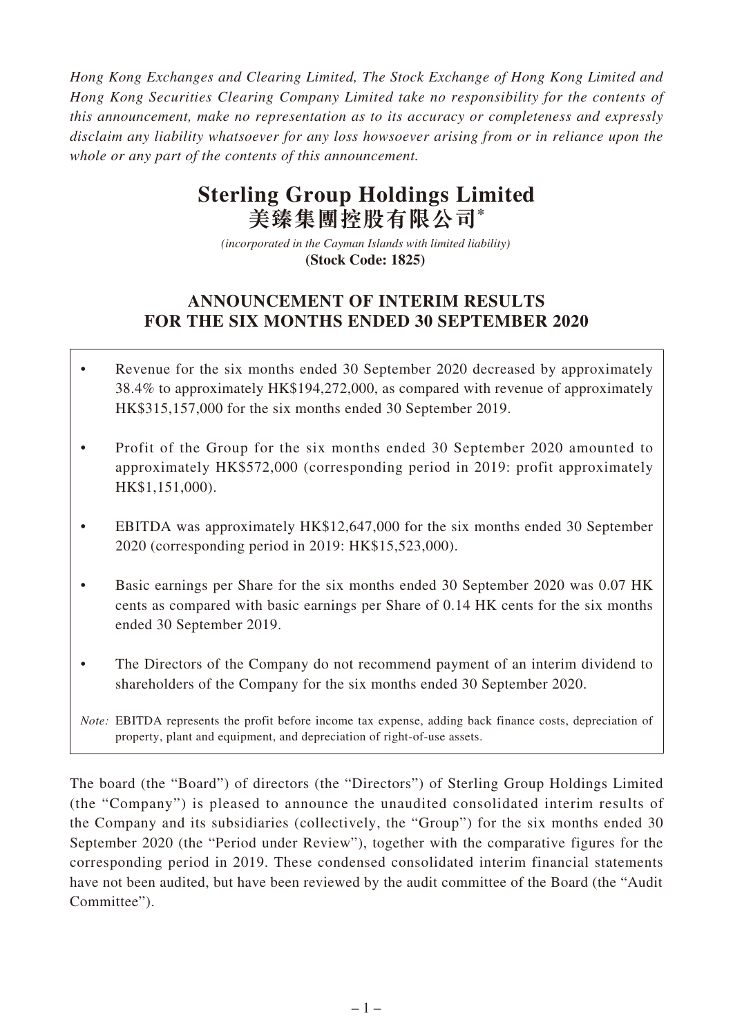*Hong Kong Exchanges and Clearing Limited, The Stock Exchange of Hong Kong Limited and Hong Kong Securities Clearing Company Limited take no responsibility for the contents of this announcement, make no representation as to its accuracy or completeness and expressly disclaim any liability whatsoever for any loss howsoever arising from or in reliance upon the whole or any part of the contents of this announcement.*

# Sterling Group Holdings Limited
# 美臻集團控股有限公司*

*(incorporated in the Cayman Islands with limited liability)*
**(Stock Code: 1825)**

## ANNOUNCEMENT OF INTERIM RESULTS FOR THE SIX MONTHS ENDED 30 SEPTEMBER 2020

- Revenue for the six months ended 30 September 2020 decreased by approximately 38.4% to approximately HK$194,272,000, as compared with revenue of approximately HK$315,157,000 for the six months ended 30 September 2019.
- Profit of the Group for the six months ended 30 September 2020 amounted to approximately HK$572,000 (corresponding period in 2019: profit approximately HK$1,151,000).
- EBITDA was approximately HK$12,647,000 for the six months ended 30 September 2020 (corresponding period in 2019: HK$15,523,000).
- Basic earnings per Share for the six months ended 30 September 2020 was 0.07 HK cents as compared with basic earnings per Share of 0.14 HK cents for the six months ended 30 September 2019.
- The Directors of the Company do not recommend payment of an interim dividend to shareholders of the Company for the six months ended 30 September 2020.

*Note:* EBITDA represents the profit before income tax expense, adding back finance costs, depreciation of property, plant and equipment, and depreciation of right-of-use assets.

The board (the "Board") of directors (the "Directors") of Sterling Group Holdings Limited (the "Company") is pleased to announce the unaudited consolidated interim results of the Company and its subsidiaries (collectively, the "Group") for the six months ended 30 September 2020 (the "Period under Review"), together with the comparative figures for the corresponding period in 2019. These condensed consolidated interim financial statements have not been audited, but have been reviewed by the audit committee of the Board (the "Audit Committee").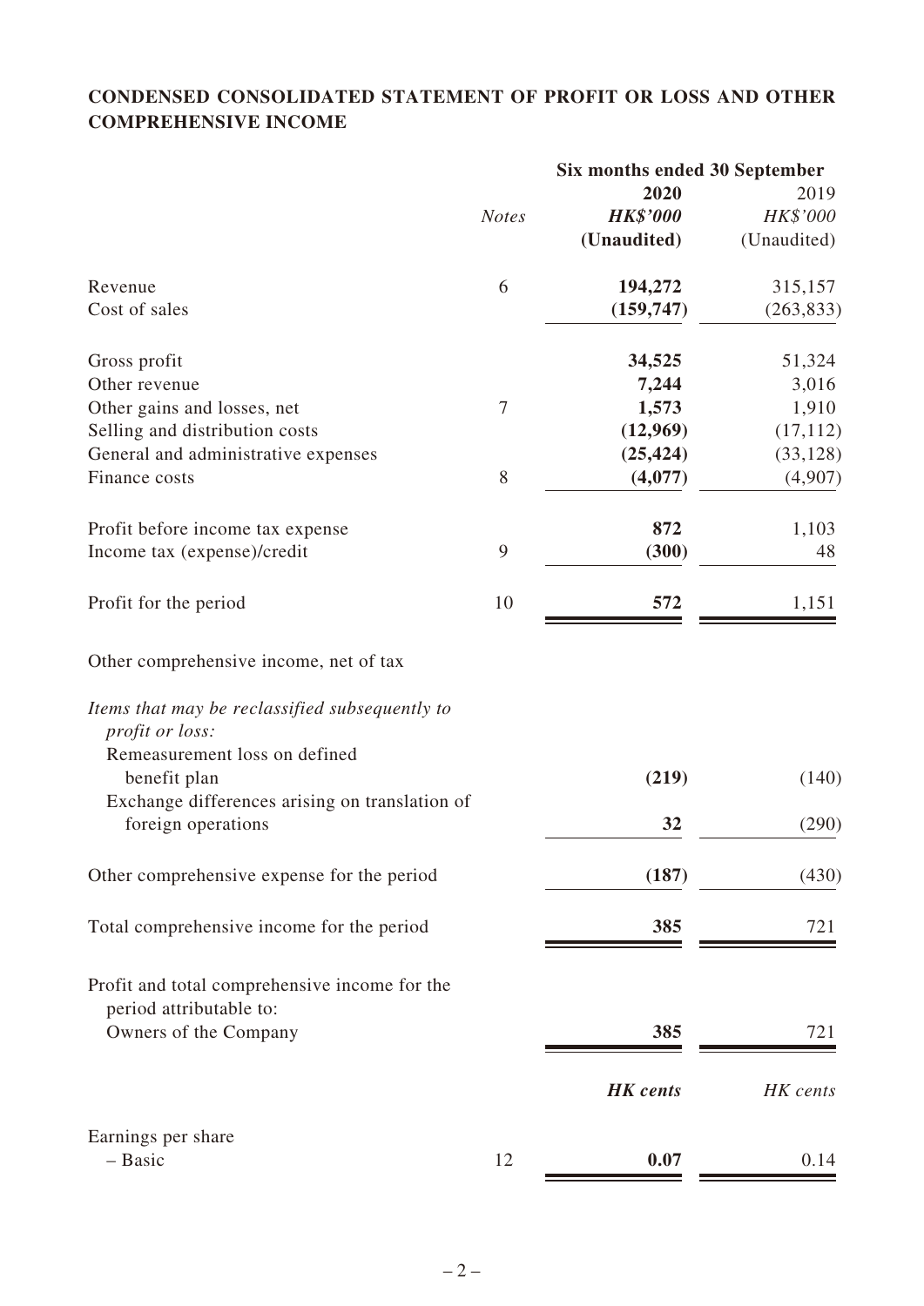## CONDENSED CONSOLIDATED STATEMENT OF PROFIT OR LOSS AND OTHER COMPREHENSIVE INCOME

| | | Six months ended 30 September | |
|---|---|---|---|
| | | **2020** | 2019 |
| | *Notes* | ***HK$'000*** | *HK$'000* |
| | | **(Unaudited)** | (Unaudited) |
| Revenue | 6 | **194,272** | 315,157 |
| Cost of sales | | **(159,747)** | (263,833) |
| Gross profit | | **34,525** | 51,324 |
| Other revenue | | **7,244** | 3,016 |
| Other gains and losses, net | 7 | **1,573** | 1,910 |
| Selling and distribution costs | | **(12,969)** | (17,112) |
| General and administrative expenses | | **(25,424)** | (33,128) |
| Finance costs | 8 | **(4,077)** | (4,907) |
| Profit before income tax expense | | **872** | 1,103 |
| Income tax (expense)/credit | 9 | **(300)** | 48 |
| Profit for the period | 10 | **572** | 1,151 |
| Other comprehensive income, net of tax | | | |
| *Items that may be reclassified subsequently to profit or loss:* | | | |
| Remeasurement loss on defined benefit plan | | **(219)** | (140) |
| Exchange differences arising on translation of foreign operations | | **32** | (290) |
| Other comprehensive expense for the period | | **(187)** | (430) |
| Total comprehensive income for the period | | **385** | 721 |
| Profit and total comprehensive income for the period attributable to: | | | |
| Owners of the Company | | **385** | 721 |
| | | ***HK cents*** | *HK cents* |
| Earnings per share | | | |
| – Basic | 12 | **0.07** | 0.14 |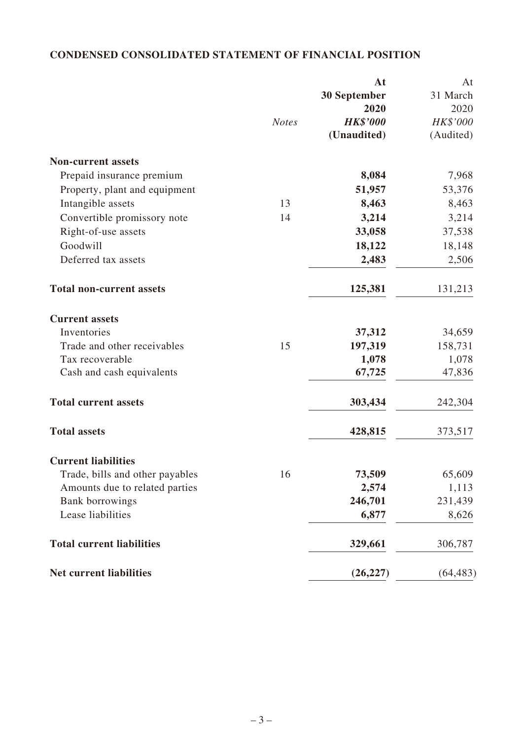## CONDENSED CONSOLIDATED STATEMENT OF FINANCIAL POSITION

| | *Notes* | **At 30 September 2020 *HK$'000* (Unaudited)** | At 31 March 2020 *HK$'000* (Audited) |
|---|---|---|---|
| **Non-current assets** | | | |
| Prepaid insurance premium | | **8,084** | 7,968 |
| Property, plant and equipment | | **51,957** | 53,376 |
| Intangible assets | 13 | **8,463** | 8,463 |
| Convertible promissory note | 14 | **3,214** | 3,214 |
| Right-of-use assets | | **33,058** | 37,538 |
| Goodwill | | **18,122** | 18,148 |
| Deferred tax assets | | **2,483** | 2,506 |
| **Total non-current assets** | | **125,381** | 131,213 |
| **Current assets** | | | |
| Inventories | | **37,312** | 34,659 |
| Trade and other receivables | 15 | **197,319** | 158,731 |
| Tax recoverable | | **1,078** | 1,078 |
| Cash and cash equivalents | | **67,725** | 47,836 |
| **Total current assets** | | **303,434** | 242,304 |
| **Total assets** | | **428,815** | 373,517 |
| **Current liabilities** | | | |
| Trade, bills and other payables | 16 | **73,509** | 65,609 |
| Amounts due to related parties | | **2,574** | 1,113 |
| Bank borrowings | | **246,701** | 231,439 |
| Lease liabilities | | **6,877** | 8,626 |
| **Total current liabilities** | | **329,661** | 306,787 |
| **Net current liabilities** | | **(26,227)** | (64,483) |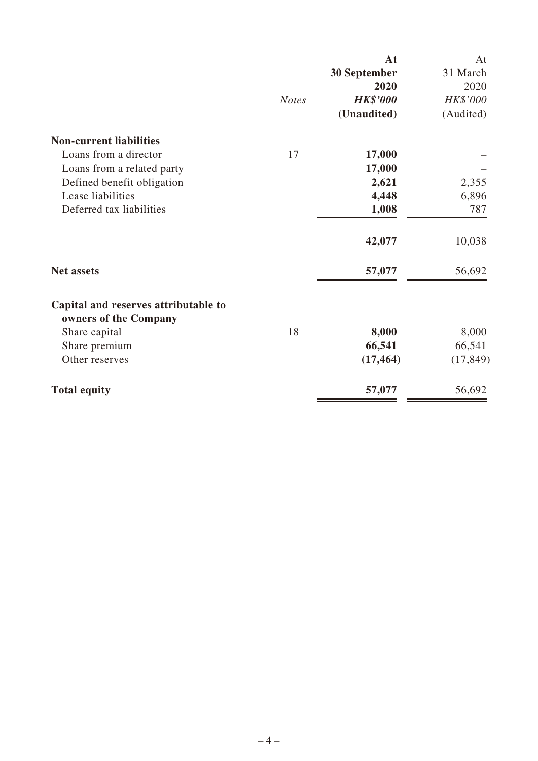| | *Notes* | **At 30 September 2020** ***HK$'000*** **(Unaudited)** | At 31 March 2020 *HK$'000* (Audited) |
|---|---|---|---|
| **Non-current liabilities** | | | |
| Loans from a director | 17 | **17,000** | – |
| Loans from a related party | | **17,000** | – |
| Defined benefit obligation | | **2,621** | 2,355 |
| Lease liabilities | | **4,448** | 6,896 |
| Deferred tax liabilities | | **1,008** | 787 |
| | | **42,077** | 10,038 |
| **Net assets** | | **57,077** | 56,692 |
| **Capital and reserves attributable to owners of the Company** | | | |
| Share capital | 18 | **8,000** | 8,000 |
| Share premium | | **66,541** | 66,541 |
| Other reserves | | **(17,464)** | (17,849) |
| **Total equity** | | **57,077** | 56,692 |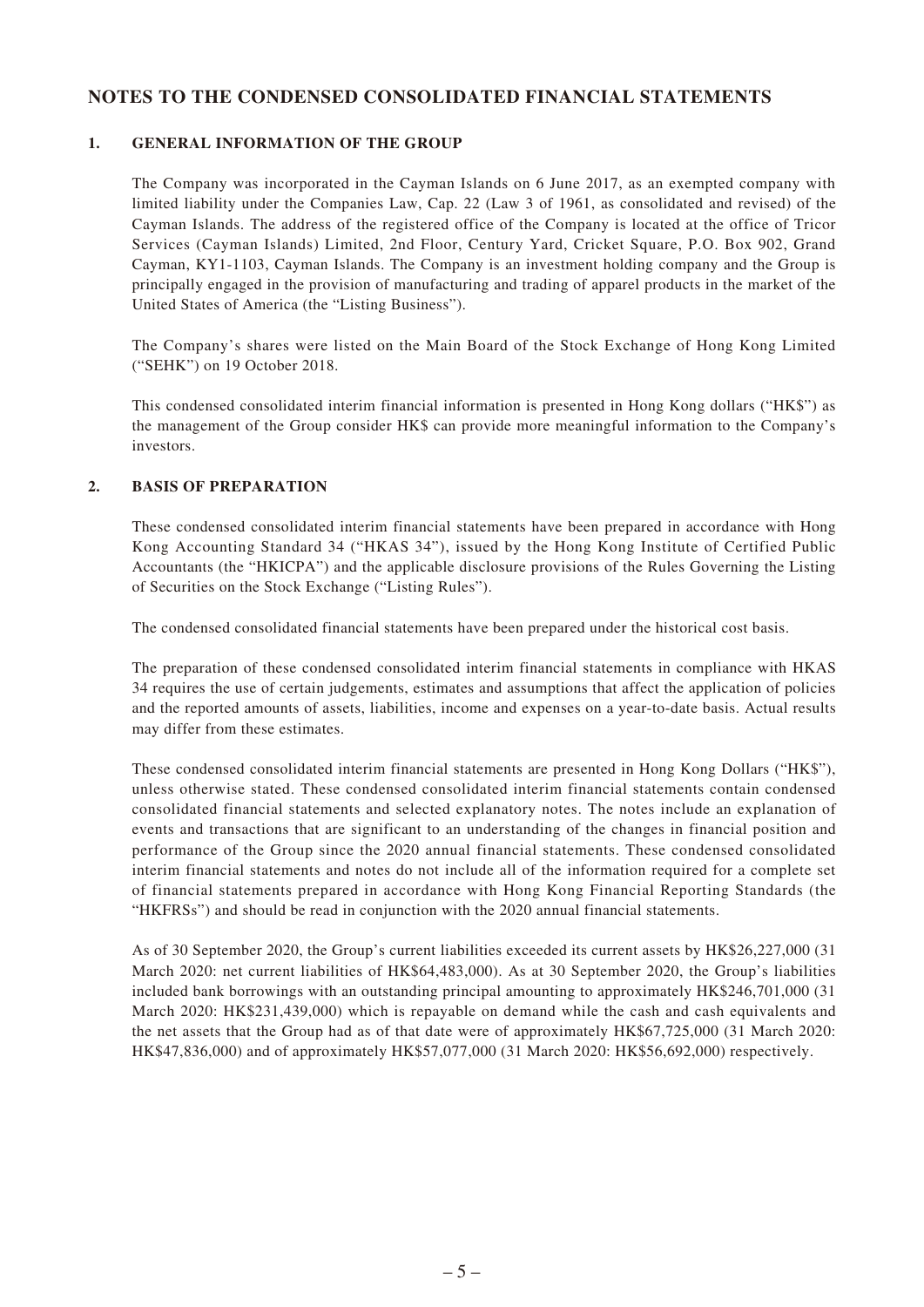# NOTES TO THE CONDENSED CONSOLIDATED FINANCIAL STATEMENTS

## 1. GENERAL INFORMATION OF THE GROUP

The Company was incorporated in the Cayman Islands on 6 June 2017, as an exempted company with limited liability under the Companies Law, Cap. 22 (Law 3 of 1961, as consolidated and revised) of the Cayman Islands. The address of the registered office of the Company is located at the office of Tricor Services (Cayman Islands) Limited, 2nd Floor, Century Yard, Cricket Square, P.O. Box 902, Grand Cayman, KY1-1103, Cayman Islands. The Company is an investment holding company and the Group is principally engaged in the provision of manufacturing and trading of apparel products in the market of the United States of America (the "Listing Business").

The Company's shares were listed on the Main Board of the Stock Exchange of Hong Kong Limited ("SEHK") on 19 October 2018.

This condensed consolidated interim financial information is presented in Hong Kong dollars ("HK$") as the management of the Group consider HK$ can provide more meaningful information to the Company's investors.

## 2. BASIS OF PREPARATION

These condensed consolidated interim financial statements have been prepared in accordance with Hong Kong Accounting Standard 34 ("HKAS 34"), issued by the Hong Kong Institute of Certified Public Accountants (the "HKICPA") and the applicable disclosure provisions of the Rules Governing the Listing of Securities on the Stock Exchange ("Listing Rules").

The condensed consolidated financial statements have been prepared under the historical cost basis.

The preparation of these condensed consolidated interim financial statements in compliance with HKAS 34 requires the use of certain judgements, estimates and assumptions that affect the application of policies and the reported amounts of assets, liabilities, income and expenses on a year-to-date basis. Actual results may differ from these estimates.

These condensed consolidated interim financial statements are presented in Hong Kong Dollars ("HK$"), unless otherwise stated. These condensed consolidated interim financial statements contain condensed consolidated financial statements and selected explanatory notes. The notes include an explanation of events and transactions that are significant to an understanding of the changes in financial position and performance of the Group since the 2020 annual financial statements. These condensed consolidated interim financial statements and notes do not include all of the information required for a complete set of financial statements prepared in accordance with Hong Kong Financial Reporting Standards (the "HKFRSs") and should be read in conjunction with the 2020 annual financial statements.

As of 30 September 2020, the Group's current liabilities exceeded its current assets by HK$26,227,000 (31 March 2020: net current liabilities of HK$64,483,000). As at 30 September 2020, the Group's liabilities included bank borrowings with an outstanding principal amounting to approximately HK$246,701,000 (31 March 2020: HK$231,439,000) which is repayable on demand while the cash and cash equivalents and the net assets that the Group had as of that date were of approximately HK$67,725,000 (31 March 2020: HK$47,836,000) and of approximately HK$57,077,000 (31 March 2020: HK$56,692,000) respectively.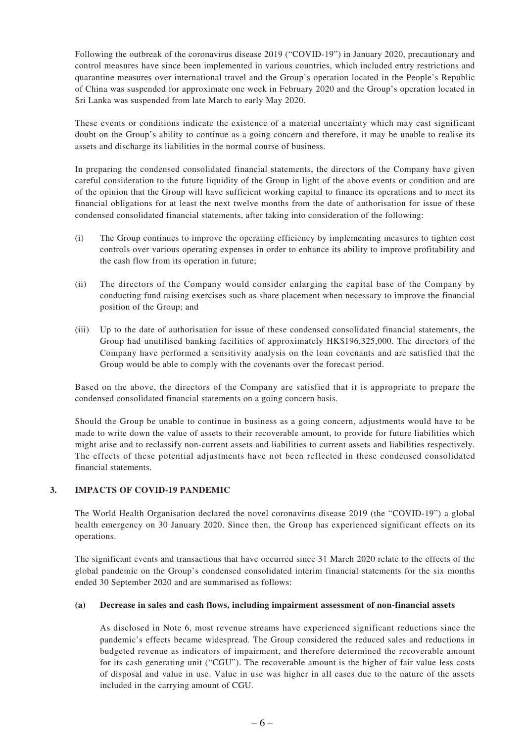Following the outbreak of the coronavirus disease 2019 ("COVID-19") in January 2020, precautionary and control measures have since been implemented in various countries, which included entry restrictions and quarantine measures over international travel and the Group's operation located in the People's Republic of China was suspended for approximate one week in February 2020 and the Group's operation located in Sri Lanka was suspended from late March to early May 2020.

These events or conditions indicate the existence of a material uncertainty which may cast significant doubt on the Group's ability to continue as a going concern and therefore, it may be unable to realise its assets and discharge its liabilities in the normal course of business.

In preparing the condensed consolidated financial statements, the directors of the Company have given careful consideration to the future liquidity of the Group in light of the above events or condition and are of the opinion that the Group will have sufficient working capital to finance its operations and to meet its financial obligations for at least the next twelve months from the date of authorisation for issue of these condensed consolidated financial statements, after taking into consideration of the following:

(i) The Group continues to improve the operating efficiency by implementing measures to tighten cost controls over various operating expenses in order to enhance its ability to improve profitability and the cash flow from its operation in future;

(ii) The directors of the Company would consider enlarging the capital base of the Company by conducting fund raising exercises such as share placement when necessary to improve the financial position of the Group; and

(iii) Up to the date of authorisation for issue of these condensed consolidated financial statements, the Group had unutilised banking facilities of approximately HK$196,325,000. The directors of the Company have performed a sensitivity analysis on the loan covenants and are satisfied that the Group would be able to comply with the covenants over the forecast period.

Based on the above, the directors of the Company are satisfied that it is appropriate to prepare the condensed consolidated financial statements on a going concern basis.

Should the Group be unable to continue in business as a going concern, adjustments would have to be made to write down the value of assets to their recoverable amount, to provide for future liabilities which might arise and to reclassify non-current assets and liabilities to current assets and liabilities respectively. The effects of these potential adjustments have not been reflected in these condensed consolidated financial statements.

## 3. IMPACTS OF COVID-19 PANDEMIC

The World Health Organisation declared the novel coronavirus disease 2019 (the "COVID-19") a global health emergency on 30 January 2020. Since then, the Group has experienced significant effects on its operations.

The significant events and transactions that have occurred since 31 March 2020 relate to the effects of the global pandemic on the Group's condensed consolidated interim financial statements for the six months ended 30 September 2020 and are summarised as follows:

### (a) Decrease in sales and cash flows, including impairment assessment of non-financial assets

As disclosed in Note 6, most revenue streams have experienced significant reductions since the pandemic's effects became widespread. The Group considered the reduced sales and reductions in budgeted revenue as indicators of impairment, and therefore determined the recoverable amount for its cash generating unit ("CGU"). The recoverable amount is the higher of fair value less costs of disposal and value in use. Value in use was higher in all cases due to the nature of the assets included in the carrying amount of CGU.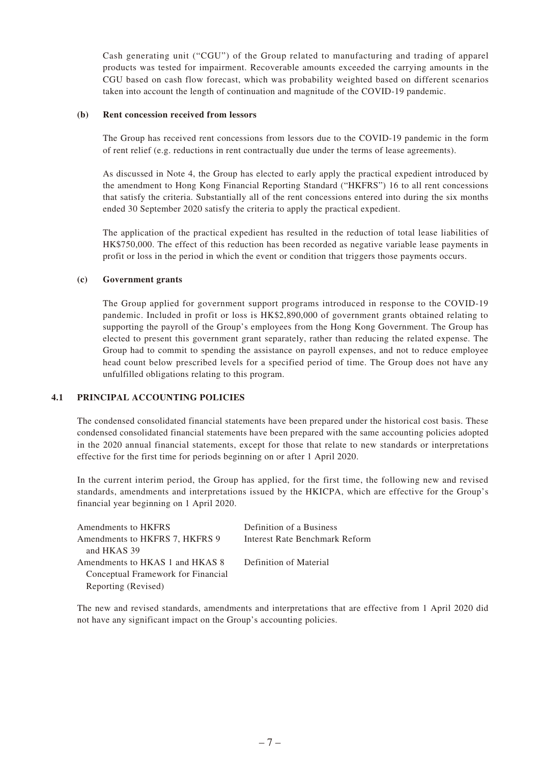Cash generating unit ("CGU") of the Group related to manufacturing and trading of apparel products was tested for impairment. Recoverable amounts exceeded the carrying amounts in the CGU based on cash flow forecast, which was probability weighted based on different scenarios taken into account the length of continuation and magnitude of the COVID-19 pandemic.

**(b) Rent concession received from lessors**

The Group has received rent concessions from lessors due to the COVID-19 pandemic in the form of rent relief (e.g. reductions in rent contractually due under the terms of lease agreements).

As discussed in Note 4, the Group has elected to early apply the practical expedient introduced by the amendment to Hong Kong Financial Reporting Standard ("HKFRS") 16 to all rent concessions that satisfy the criteria. Substantially all of the rent concessions entered into during the six months ended 30 September 2020 satisfy the criteria to apply the practical expedient.

The application of the practical expedient has resulted in the reduction of total lease liabilities of HK$750,000. The effect of this reduction has been recorded as negative variable lease payments in profit or loss in the period in which the event or condition that triggers those payments occurs.

**(c) Government grants**

The Group applied for government support programs introduced in response to the COVID-19 pandemic. Included in profit or loss is HK$2,890,000 of government grants obtained relating to supporting the payroll of the Group's employees from the Hong Kong Government. The Group has elected to present this government grant separately, rather than reducing the related expense. The Group had to commit to spending the assistance on payroll expenses, and not to reduce employee head count below prescribed levels for a specified period of time. The Group does not have any unfulfilled obligations relating to this program.

## 4.1 PRINCIPAL ACCOUNTING POLICIES

The condensed consolidated financial statements have been prepared under the historical cost basis. These condensed consolidated financial statements have been prepared with the same accounting policies adopted in the 2020 annual financial statements, except for those that relate to new standards or interpretations effective for the first time for periods beginning on or after 1 April 2020.

In the current interim period, the Group has applied, for the first time, the following new and revised standards, amendments and interpretations issued by the HKICPA, which are effective for the Group's financial year beginning on 1 April 2020.

| | |
|---|---|
| Amendments to HKFRS | Definition of a Business |
| Amendments to HKFRS 7, HKFRS 9 and HKAS 39 | Interest Rate Benchmark Reform |
| Amendments to HKAS 1 and HKAS 8 | Definition of Material |
| Conceptual Framework for Financial Reporting (Revised) | |

The new and revised standards, amendments and interpretations that are effective from 1 April 2020 did not have any significant impact on the Group's accounting policies.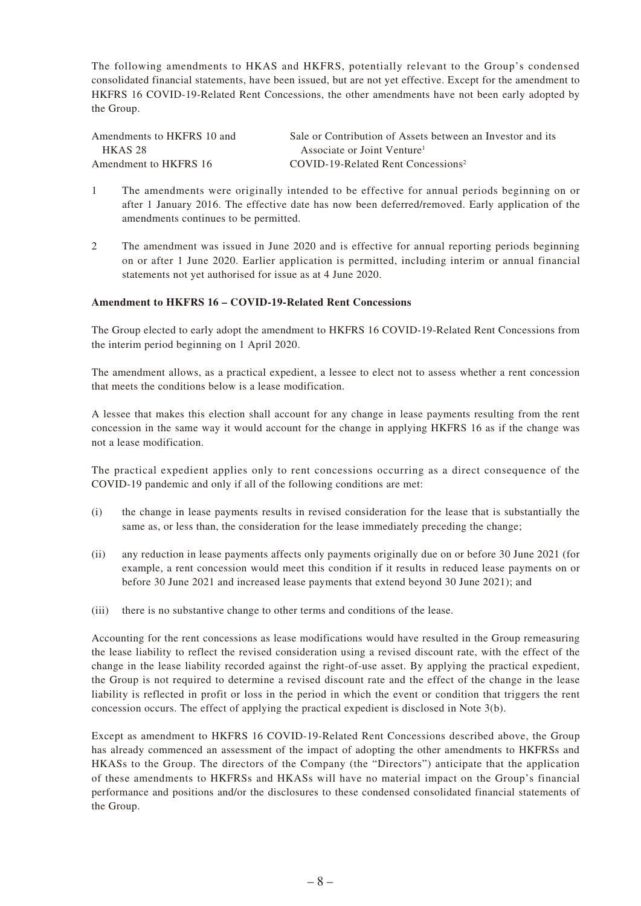The following amendments to HKAS and HKFRS, potentially relevant to the Group's condensed consolidated financial statements, have been issued, but are not yet effective. Except for the amendment to HKFRS 16 COVID-19-Related Rent Concessions, the other amendments have not been early adopted by the Group.

| | |
|---|---|
| Amendments to HKFRS 10 and HKAS 28 | Sale or Contribution of Assets between an Investor and its Associate or Joint Venture[1] |
| Amendment to HKFRS 16 | COVID-19-Related Rent Concessions[2] |

1 The amendments were originally intended to be effective for annual periods beginning on or after 1 January 2016. The effective date has now been deferred/removed. Early application of the amendments continues to be permitted.

2 The amendment was issued in June 2020 and is effective for annual reporting periods beginning on or after 1 June 2020. Earlier application is permitted, including interim or annual financial statements not yet authorised for issue as at 4 June 2020.

**Amendment to HKFRS 16 – COVID-19-Related Rent Concessions**

The Group elected to early adopt the amendment to HKFRS 16 COVID-19-Related Rent Concessions from the interim period beginning on 1 April 2020.

The amendment allows, as a practical expedient, a lessee to elect not to assess whether a rent concession that meets the conditions below is a lease modification.

A lessee that makes this election shall account for any change in lease payments resulting from the rent concession in the same way it would account for the change in applying HKFRS 16 as if the change was not a lease modification.

The practical expedient applies only to rent concessions occurring as a direct consequence of the COVID-19 pandemic and only if all of the following conditions are met:

(i) the change in lease payments results in revised consideration for the lease that is substantially the same as, or less than, the consideration for the lease immediately preceding the change;

(ii) any reduction in lease payments affects only payments originally due on or before 30 June 2021 (for example, a rent concession would meet this condition if it results in reduced lease payments on or before 30 June 2021 and increased lease payments that extend beyond 30 June 2021); and

(iii) there is no substantive change to other terms and conditions of the lease.

Accounting for the rent concessions as lease modifications would have resulted in the Group remeasuring the lease liability to reflect the revised consideration using a revised discount rate, with the effect of the change in the lease liability recorded against the right-of-use asset. By applying the practical expedient, the Group is not required to determine a revised discount rate and the effect of the change in the lease liability is reflected in profit or loss in the period in which the event or condition that triggers the rent concession occurs. The effect of applying the practical expedient is disclosed in Note 3(b).

Except as amendment to HKFRS 16 COVID-19-Related Rent Concessions described above, the Group has already commenced an assessment of the impact of adopting the other amendments to HKFRSs and HKASs to the Group. The directors of the Company (the "Directors") anticipate that the application of these amendments to HKFRSs and HKASs will have no material impact on the Group's financial performance and positions and/or the disclosures to these condensed consolidated financial statements of the Group.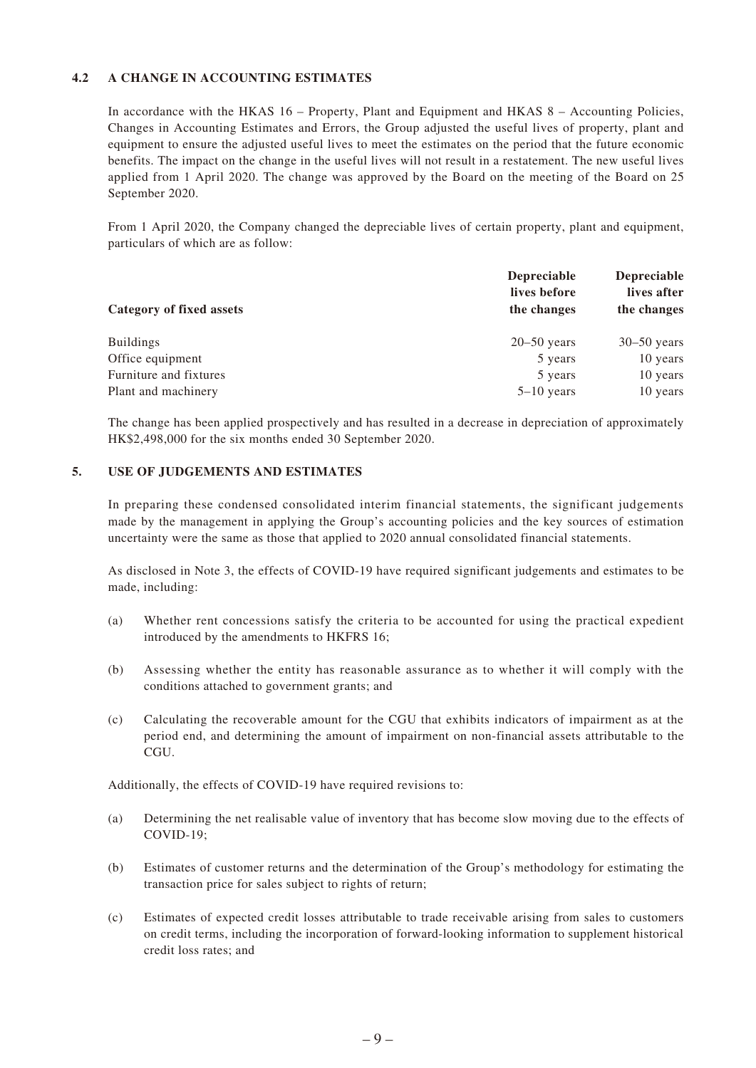### 4.2 A CHANGE IN ACCOUNTING ESTIMATES

In accordance with the HKAS 16 – Property, Plant and Equipment and HKAS 8 – Accounting Policies, Changes in Accounting Estimates and Errors, the Group adjusted the useful lives of property, plant and equipment to ensure the adjusted useful lives to meet the estimates on the period that the future economic benefits. The impact on the change in the useful lives will not result in a restatement. The new useful lives applied from 1 April 2020. The change was approved by the Board on the meeting of the Board on 25 September 2020.

From 1 April 2020, the Company changed the depreciable lives of certain property, plant and equipment, particulars of which are as follow:

| Category of fixed assets | Depreciable lives before the changes | Depreciable lives after the changes |
|---|---|---|
| Buildings | 20–50 years | 30–50 years |
| Office equipment | 5 years | 10 years |
| Furniture and fixtures | 5 years | 10 years |
| Plant and machinery | 5–10 years | 10 years |

The change has been applied prospectively and has resulted in a decrease in depreciation of approximately HK$2,498,000 for the six months ended 30 September 2020.

## 5. USE OF JUDGEMENTS AND ESTIMATES

In preparing these condensed consolidated interim financial statements, the significant judgements made by the management in applying the Group's accounting policies and the key sources of estimation uncertainty were the same as those that applied to 2020 annual consolidated financial statements.

As disclosed in Note 3, the effects of COVID-19 have required significant judgements and estimates to be made, including:

(a) Whether rent concessions satisfy the criteria to be accounted for using the practical expedient introduced by the amendments to HKFRS 16;

(b) Assessing whether the entity has reasonable assurance as to whether it will comply with the conditions attached to government grants; and

(c) Calculating the recoverable amount for the CGU that exhibits indicators of impairment as at the period end, and determining the amount of impairment on non-financial assets attributable to the CGU.

Additionally, the effects of COVID-19 have required revisions to:

(a) Determining the net realisable value of inventory that has become slow moving due to the effects of COVID-19;

(b) Estimates of customer returns and the determination of the Group's methodology for estimating the transaction price for sales subject to rights of return;

(c) Estimates of expected credit losses attributable to trade receivable arising from sales to customers on credit terms, including the incorporation of forward-looking information to supplement historical credit loss rates; and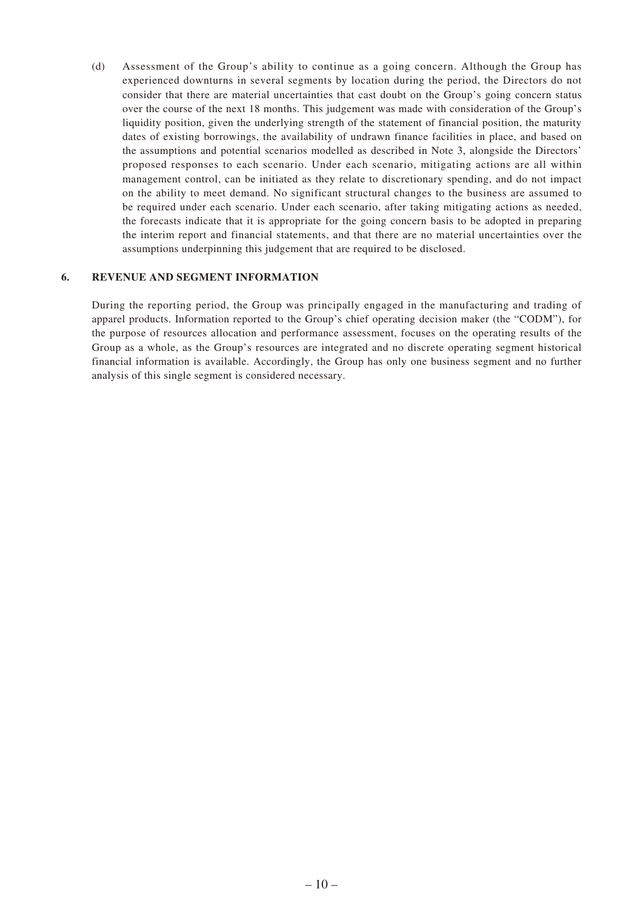(d) Assessment of the Group's ability to continue as a going concern. Although the Group has experienced downturns in several segments by location during the period, the Directors do not consider that there are material uncertainties that cast doubt on the Group's going concern status over the course of the next 18 months. This judgement was made with consideration of the Group's liquidity position, given the underlying strength of the statement of financial position, the maturity dates of existing borrowings, the availability of undrawn finance facilities in place, and based on the assumptions and potential scenarios modelled as described in Note 3, alongside the Directors' proposed responses to each scenario. Under each scenario, mitigating actions are all within management control, can be initiated as they relate to discretionary spending, and do not impact on the ability to meet demand. No significant structural changes to the business are assumed to be required under each scenario. Under each scenario, after taking mitigating actions as needed, the forecasts indicate that it is appropriate for the going concern basis to be adopted in preparing the interim report and financial statements, and that there are no material uncertainties over the assumptions underpinning this judgement that are required to be disclosed.

## 6. REVENUE AND SEGMENT INFORMATION

During the reporting period, the Group was principally engaged in the manufacturing and trading of apparel products. Information reported to the Group's chief operating decision maker (the "CODM"), for the purpose of resources allocation and performance assessment, focuses on the operating results of the Group as a whole, as the Group's resources are integrated and no discrete operating segment historical financial information is available. Accordingly, the Group has only one business segment and no further analysis of this single segment is considered necessary.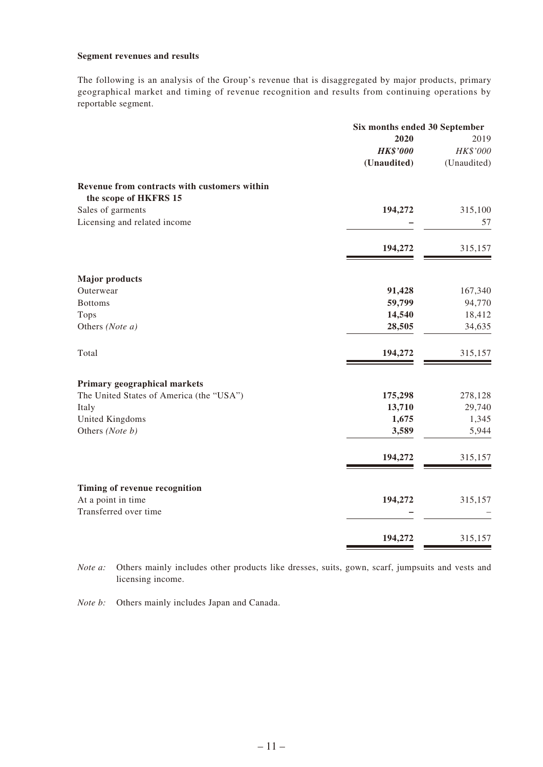**Segment revenues and results**

The following is an analysis of the Group's revenue that is disaggregated by major products, primary geographical market and timing of revenue recognition and results from continuing operations by reportable segment.

| | Six months ended 30 September | |
|---|---|---|
| | **2020** | 2019 |
| | ***HK$'000*** | *HK$'000* |
| | **(Unaudited)** | (Unaudited) |
| **Revenue from contracts with customers within the scope of HKFRS 15** | | |
| Sales of garments | **194,272** | 315,100 |
| Licensing and related income | **–** | 57 |
| | **194,272** | 315,157 |
| **Major products** | | |
| Outerwear | **91,428** | 167,340 |
| Bottoms | **59,799** | 94,770 |
| Tops | **14,540** | 18,412 |
| Others *(Note a)* | **28,505** | 34,635 |
| Total | **194,272** | 315,157 |
| **Primary geographical markets** | | |
| The United States of America (the "USA") | **175,298** | 278,128 |
| Italy | **13,710** | 29,740 |
| United Kingdoms | **1,675** | 1,345 |
| Others *(Note b)* | **3,589** | 5,944 |
| | **194,272** | 315,157 |
| **Timing of revenue recognition** | | |
| At a point in time | **194,272** | 315,157 |
| Transferred over time | **–** | – |
| | **194,272** | 315,157 |

*Note a:* Others mainly includes other products like dresses, suits, gown, scarf, jumpsuits and vests and licensing income.

*Note b:* Others mainly includes Japan and Canada.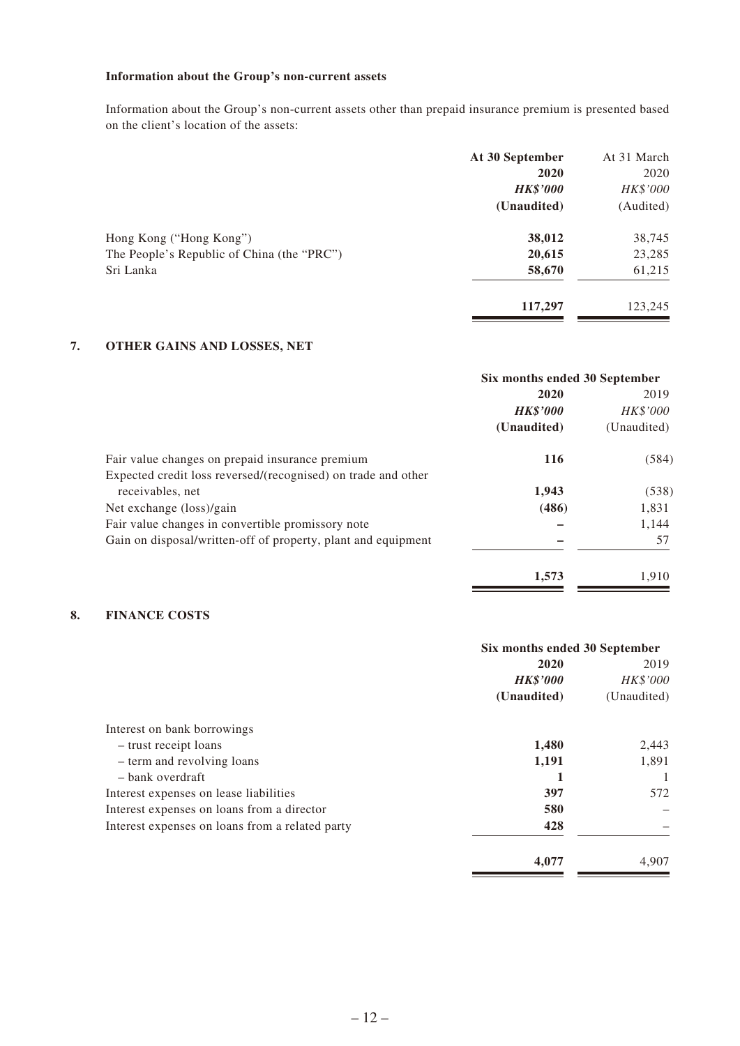**Information about the Group's non-current assets**

Information about the Group's non-current assets other than prepaid insurance premium is presented based on the client's location of the assets:

| | At 30 September 2020 | At 31 March 2020 |
|---|---|---|
| | ***HK$'000*** | *HK$'000* |
| | **(Unaudited)** | (Audited) |
| Hong Kong ("Hong Kong") | **38,012** | 38,745 |
| The People's Republic of China (the "PRC") | **20,615** | 23,285 |
| Sri Lanka | **58,670** | 61,215 |
| | **117,297** | 123,245 |

## 7. OTHER GAINS AND LOSSES, NET

| | Six months ended 30 September | |
|---|---|---|
| | **2020** | 2019 |
| | ***HK$'000*** | *HK$'000* |
| | **(Unaudited)** | (Unaudited) |
| Fair value changes on prepaid insurance premium | **116** | (584) |
| Expected credit loss reversed/(recognised) on trade and other receivables, net | **1,943** | (538) |
| Net exchange (loss)/gain | **(486)** | 1,831 |
| Fair value changes in convertible promissory note | **–** | 1,144 |
| Gain on disposal/written-off of property, plant and equipment | **–** | 57 |
| | **1,573** | 1,910 |

## 8. FINANCE COSTS

| | Six months ended 30 September | |
|---|---|---|
| | **2020** | 2019 |
| | ***HK$'000*** | *HK$'000* |
| | **(Unaudited)** | (Unaudited) |
| Interest on bank borrowings | | |
| – trust receipt loans | **1,480** | 2,443 |
| – term and revolving loans | **1,191** | 1,891 |
| – bank overdraft | **1** | 1 |
| Interest expenses on lease liabilities | **397** | 572 |
| Interest expenses on loans from a director | **580** | – |
| Interest expenses on loans from a related party | **428** | – |
| | **4,077** | 4,907 |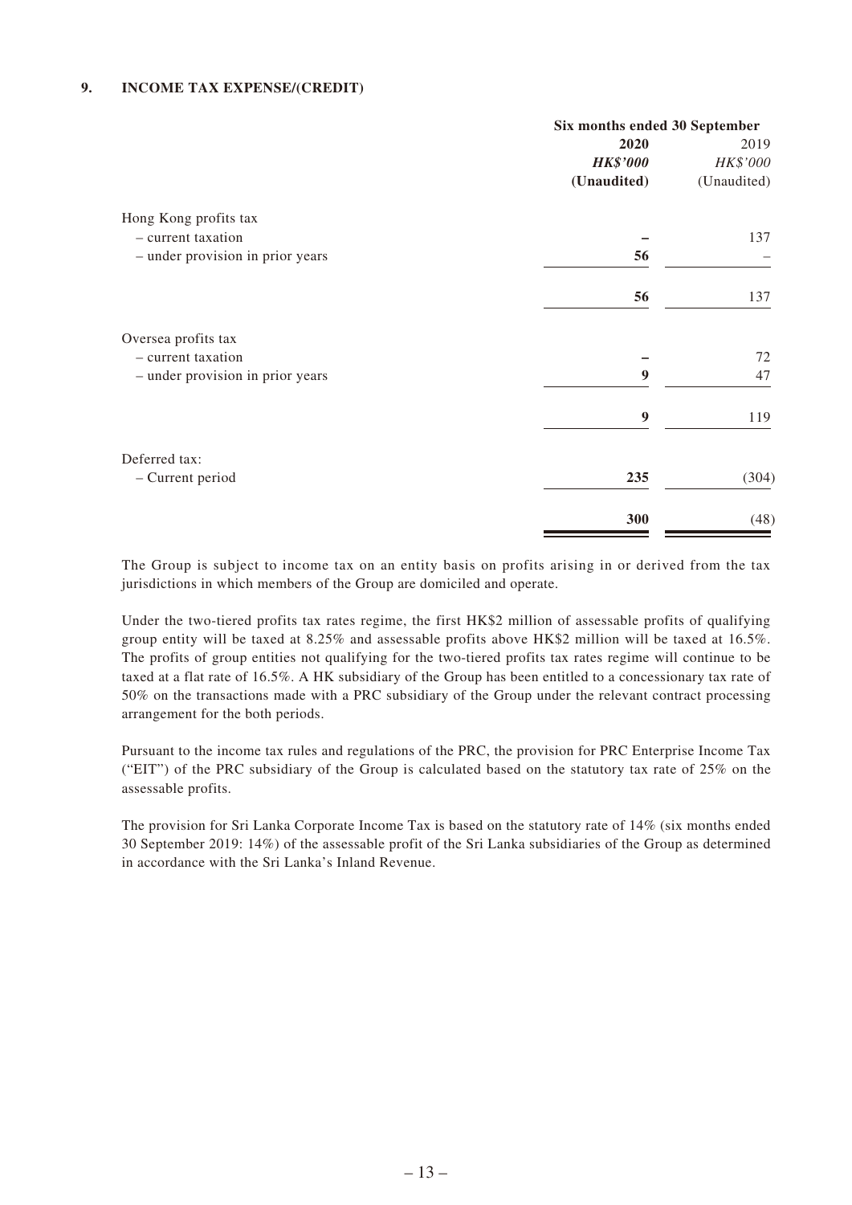## 9. INCOME TAX EXPENSE/(CREDIT)

| | Six months ended 30 September | |
|---|---|---|
| | **2020** | 2019 |
| | ***HK$'000*** | *HK$'000* |
| | **(Unaudited)** | (Unaudited) |
| Hong Kong profits tax | | |
| – current taxation | **–** | 137 |
| – under provision in prior years | **56** | – |
| | **56** | 137 |
| Oversea profits tax | | |
| – current taxation | **–** | 72 |
| – under provision in prior years | **9** | 47 |
| | **9** | 119 |
| Deferred tax: | | |
| – Current period | **235** | (304) |
| | **300** | (48) |

The Group is subject to income tax on an entity basis on profits arising in or derived from the tax jurisdictions in which members of the Group are domiciled and operate.

Under the two-tiered profits tax rates regime, the first HK$2 million of assessable profits of qualifying group entity will be taxed at 8.25% and assessable profits above HK$2 million will be taxed at 16.5%. The profits of group entities not qualifying for the two-tiered profits tax rates regime will continue to be taxed at a flat rate of 16.5%. A HK subsidiary of the Group has been entitled to a concessionary tax rate of 50% on the transactions made with a PRC subsidiary of the Group under the relevant contract processing arrangement for the both periods.

Pursuant to the income tax rules and regulations of the PRC, the provision for PRC Enterprise Income Tax ("EIT") of the PRC subsidiary of the Group is calculated based on the statutory tax rate of 25% on the assessable profits.

The provision for Sri Lanka Corporate Income Tax is based on the statutory rate of 14% (six months ended 30 September 2019: 14%) of the assessable profit of the Sri Lanka subsidiaries of the Group as determined in accordance with the Sri Lanka's Inland Revenue.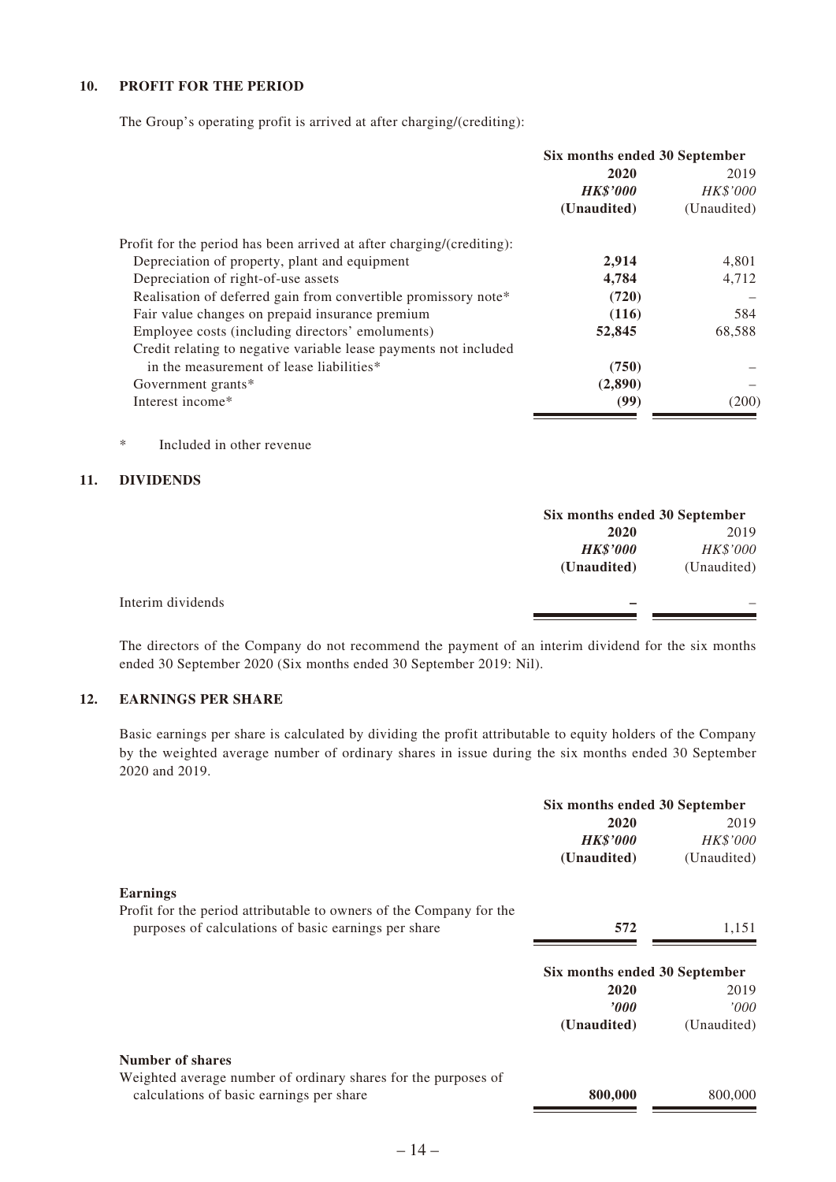### 10. PROFIT FOR THE PERIOD

The Group's operating profit is arrived at after charging/(crediting):

| | Six months ended 30 September | |
|---|---|---|
| | **2020** | 2019 |
| | ***HK$'000*** | *HK$'000* |
| | **(Unaudited)** | (Unaudited) |
| Profit for the period has been arrived at after charging/(crediting): | | |
| Depreciation of property, plant and equipment | **2,914** | 4,801 |
| Depreciation of right-of-use assets | **4,784** | 4,712 |
| Realisation of deferred gain from convertible promissory note* | **(720)** | – |
| Fair value changes on prepaid insurance premium | **(116)** | 584 |
| Employee costs (including directors' emoluments) | **52,845** | 68,588 |
| Credit relating to negative variable lease payments not included in the measurement of lease liabilities* | **(750)** | – |
| Government grants* | **(2,890)** | – |
| Interest income* | **(99)** | (200) |

\* Included in other revenue

### 11. DIVIDENDS

| | Six months ended 30 September | |
|---|---|---|
| | **2020** | 2019 |
| | ***HK$'000*** | *HK$'000* |
| | **(Unaudited)** | (Unaudited) |
| Interim dividends | **–** | – |

The directors of the Company do not recommend the payment of an interim dividend for the six months ended 30 September 2020 (Six months ended 30 September 2019: Nil).

### 12. EARNINGS PER SHARE

Basic earnings per share is calculated by dividing the profit attributable to equity holders of the Company by the weighted average number of ordinary shares in issue during the six months ended 30 September 2020 and 2019.

| | Six months ended 30 September | |
|---|---|---|
| | **2020** | 2019 |
| | ***HK$'000*** | *HK$'000* |
| | **(Unaudited)** | (Unaudited) |
| **Earnings** | | |
| Profit for the period attributable to owners of the Company for the purposes of calculations of basic earnings per share | **572** | 1,151 |

| | Six months ended 30 September | |
|---|---|---|
| | **2020** | 2019 |
| | ***'000*** | *'000* |
| | **(Unaudited)** | (Unaudited) |
| **Number of shares** | | |
| Weighted average number of ordinary shares for the purposes of calculations of basic earnings per share | **800,000** | 800,000 |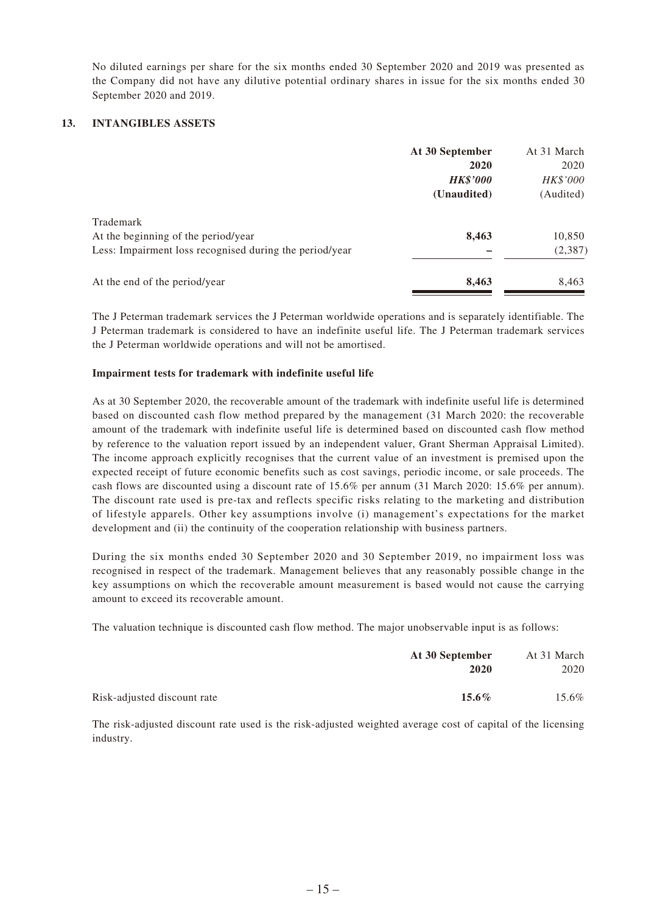No diluted earnings per share for the six months ended 30 September 2020 and 2019 was presented as the Company did not have any dilutive potential ordinary shares in issue for the six months ended 30 September 2020 and 2019.

## 13. INTANGIBLES ASSETS

| | **At 30 September 2020** | At 31 March 2020 |
|---|---|---|
| | ***HK$'000*** | *HK$'000* |
| | **(Unaudited)** | (Audited) |
| Trademark | | |
| At the beginning of the period/year | **8,463** | 10,850 |
| Less: Impairment loss recognised during the period/year | **–** | (2,387) |
| At the end of the period/year | **8,463** | 8,463 |

The J Peterman trademark services the J Peterman worldwide operations and is separately identifiable. The J Peterman trademark is considered to have an indefinite useful life. The J Peterman trademark services the J Peterman worldwide operations and will not be amortised.

**Impairment tests for trademark with indefinite useful life**

As at 30 September 2020, the recoverable amount of the trademark with indefinite useful life is determined based on discounted cash flow method prepared by the management (31 March 2020: the recoverable amount of the trademark with indefinite useful life is determined based on discounted cash flow method by reference to the valuation report issued by an independent valuer, Grant Sherman Appraisal Limited). The income approach explicitly recognises that the current value of an investment is premised upon the expected receipt of future economic benefits such as cost savings, periodic income, or sale proceeds. The cash flows are discounted using a discount rate of 15.6% per annum (31 March 2020: 15.6% per annum). The discount rate used is pre-tax and reflects specific risks relating to the marketing and distribution of lifestyle apparels. Other key assumptions involve (i) management's expectations for the market development and (ii) the continuity of the cooperation relationship with business partners.

During the six months ended 30 September 2020 and 30 September 2019, no impairment loss was recognised in respect of the trademark. Management believes that any reasonably possible change in the key assumptions on which the recoverable amount measurement is based would not cause the carrying amount to exceed its recoverable amount.

The valuation technique is discounted cash flow method. The major unobservable input is as follows:

| | **At 30 September 2020** | At 31 March 2020 |
|---|---|---|
| Risk-adjusted discount rate | **15.6%** | 15.6% |

The risk-adjusted discount rate used is the risk-adjusted weighted average cost of capital of the licensing industry.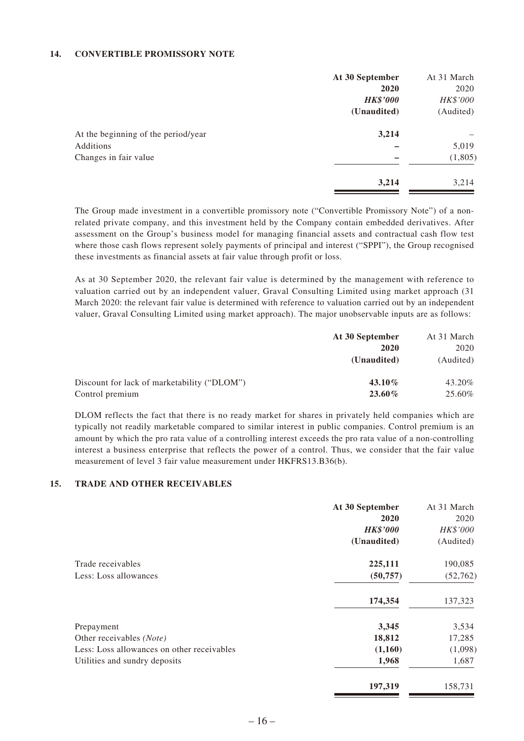## 14. CONVERTIBLE PROMISSORY NOTE

| | At 30 September 2020 *HK$'000* (Unaudited) | At 31 March 2020 *HK$'000* (Audited) |
|---|---|---|
| At the beginning of the period/year | **3,214** | – |
| Additions | **–** | 5,019 |
| Changes in fair value | **–** | (1,805) |
| | **3,214** | 3,214 |

The Group made investment in a convertible promissory note ("Convertible Promissory Note") of a non-related private company, and this investment held by the Company contain embedded derivatives. After assessment on the Group's business model for managing financial assets and contractual cash flow test where those cash flows represent solely payments of principal and interest ("SPPI"), the Group recognised these investments as financial assets at fair value through profit or loss.

As at 30 September 2020, the relevant fair value is determined by the management with reference to valuation carried out by an independent valuer, Graval Consulting Limited using market approach (31 March 2020: the relevant fair value is determined with reference to valuation carried out by an independent valuer, Graval Consulting Limited using market approach). The major unobservable inputs are as follows:

| | At 30 September 2020 (Unaudited) | At 31 March 2020 (Audited) |
|---|---|---|
| Discount for lack of marketability ("DLOM") | **43.10%** | 43.20% |
| Control premium | **23.60%** | 25.60% |

DLOM reflects the fact that there is no ready market for shares in privately held companies which are typically not readily marketable compared to similar interest in public companies. Control premium is an amount by which the pro rata value of a controlling interest exceeds the pro rata value of a non-controlling interest a business enterprise that reflects the power of a control. Thus, we consider that the fair value measurement of level 3 fair value measurement under HKFRS13.B36(b).

## 15. TRADE AND OTHER RECEIVABLES

| | At 30 September 2020 *HK$'000* (Unaudited) | At 31 March 2020 *HK$'000* (Audited) |
|---|---|---|
| Trade receivables | **225,111** | 190,085 |
| Less: Loss allowances | **(50,757)** | (52,762) |
| | **174,354** | 137,323 |
| Prepayment | **3,345** | 3,534 |
| Other receivables *(Note)* | **18,812** | 17,285 |
| Less: Loss allowances on other receivables | **(1,160)** | (1,098) |
| Utilities and sundry deposits | **1,968** | 1,687 |
| | **197,319** | 158,731 |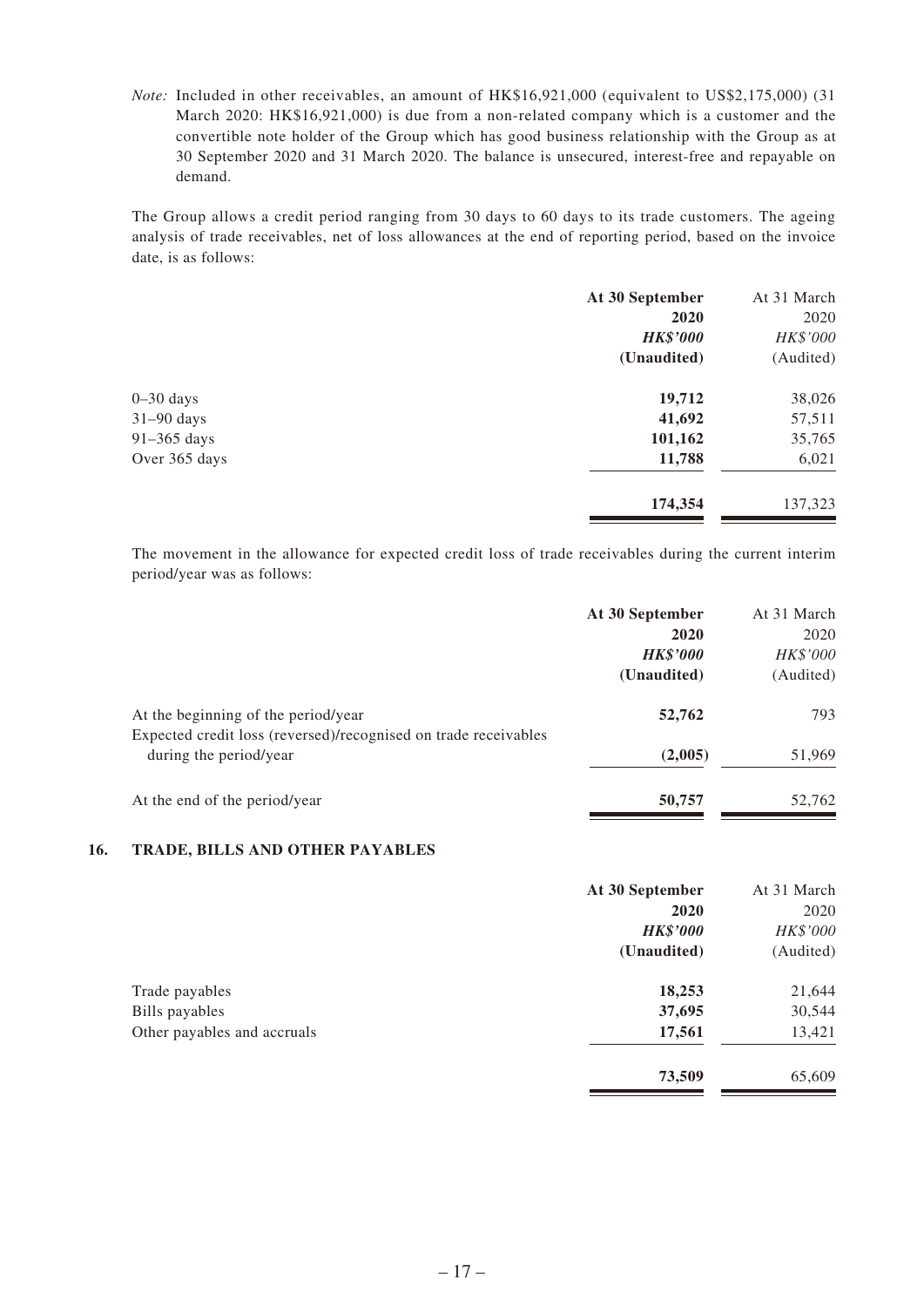*Note:* Included in other receivables, an amount of HK$16,921,000 (equivalent to US$2,175,000) (31 March 2020: HK$16,921,000) is due from a non-related company which is a customer and the convertible note holder of the Group which has good business relationship with the Group as at 30 September 2020 and 31 March 2020. The balance is unsecured, interest-free and repayable on demand.

The Group allows a credit period ranging from 30 days to 60 days to its trade customers. The ageing analysis of trade receivables, net of loss allowances at the end of reporting period, based on the invoice date, is as follows:

| | **At 30 September 2020** | At 31 March 2020 |
|---|---|---|
| | ***HK$'000*** | *HK$'000* |
| | **(Unaudited)** | (Audited) |
| 0–30 days | **19,712** | 38,026 |
| 31–90 days | **41,692** | 57,511 |
| 91–365 days | **101,162** | 35,765 |
| Over 365 days | **11,788** | 6,021 |
| | **174,354** | 137,323 |

The movement in the allowance for expected credit loss of trade receivables during the current interim period/year was as follows:

| | **At 30 September 2020** | At 31 March 2020 |
|---|---|---|
| | ***HK$'000*** | *HK$'000* |
| | **(Unaudited)** | (Audited) |
| At the beginning of the period/year | **52,762** | 793 |
| Expected credit loss (reversed)/recognised on trade receivables during the period/year | **(2,005)** | 51,969 |
| At the end of the period/year | **50,757** | 52,762 |

## 16. TRADE, BILLS AND OTHER PAYABLES

| | **At 30 September 2020** | At 31 March 2020 |
|---|---|---|
| | ***HK$'000*** | *HK$'000* |
| | **(Unaudited)** | (Audited) |
| Trade payables | **18,253** | 21,644 |
| Bills payables | **37,695** | 30,544 |
| Other payables and accruals | **17,561** | 13,421 |
| | **73,509** | 65,609 |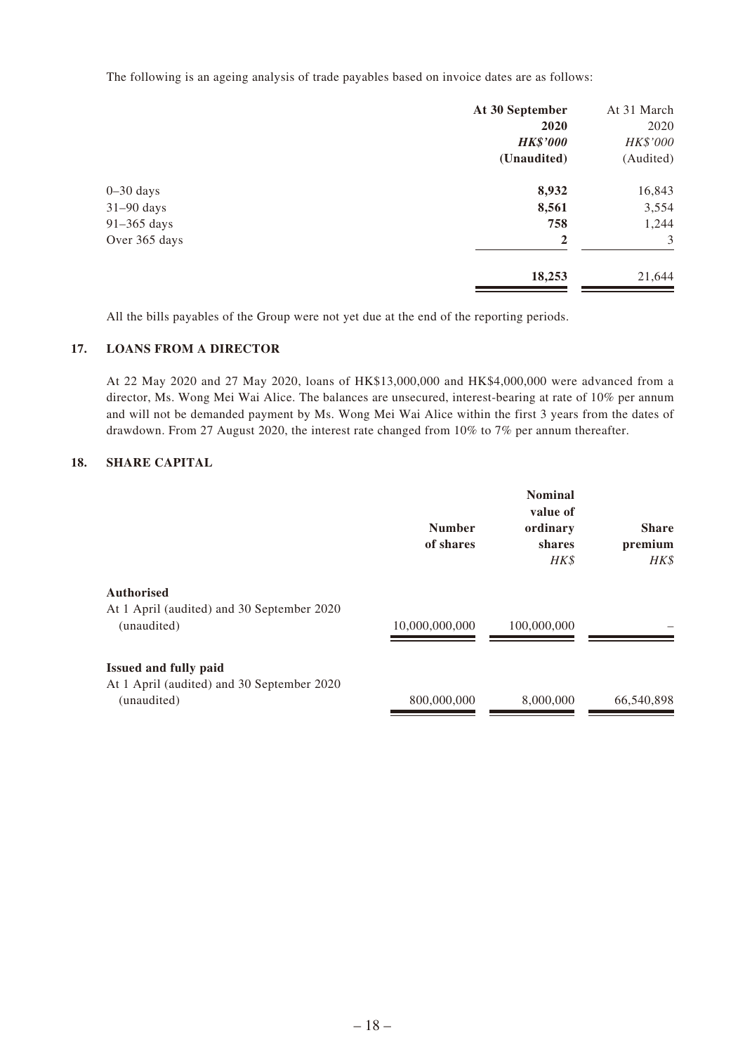The following is an ageing analysis of trade payables based on invoice dates are as follows:

| | **At 30 September 2020** | At 31 March 2020 |
|---|---|---|
| | ***HK$'000*** | *HK$'000* |
| | **(Unaudited)** | (Audited) |
| 0–30 days | **8,932** | 16,843 |
| 31–90 days | **8,561** | 3,554 |
| 91–365 days | **758** | 1,244 |
| Over 365 days | **2** | 3 |
| | **18,253** | 21,644 |

All the bills payables of the Group were not yet due at the end of the reporting periods.

## 17. LOANS FROM A DIRECTOR

At 22 May 2020 and 27 May 2020, loans of HK$13,000,000 and HK$4,000,000 were advanced from a director, Ms. Wong Mei Wai Alice. The balances are unsecured, interest-bearing at rate of 10% per annum and will not be demanded payment by Ms. Wong Mei Wai Alice within the first 3 years from the dates of drawdown. From 27 August 2020, the interest rate changed from 10% to 7% per annum thereafter.

## 18. SHARE CAPITAL

| | **Number of shares** | **Nominal value of ordinary shares** | **Share premium** |
|---|---|---|---|
| | | *HK$* | *HK$* |
| **Authorised** | | | |
| At 1 April (audited) and 30 September 2020 (unaudited) | 10,000,000,000 | 100,000,000 | – |
| **Issued and fully paid** | | | |
| At 1 April (audited) and 30 September 2020 (unaudited) | 800,000,000 | 8,000,000 | 66,540,898 |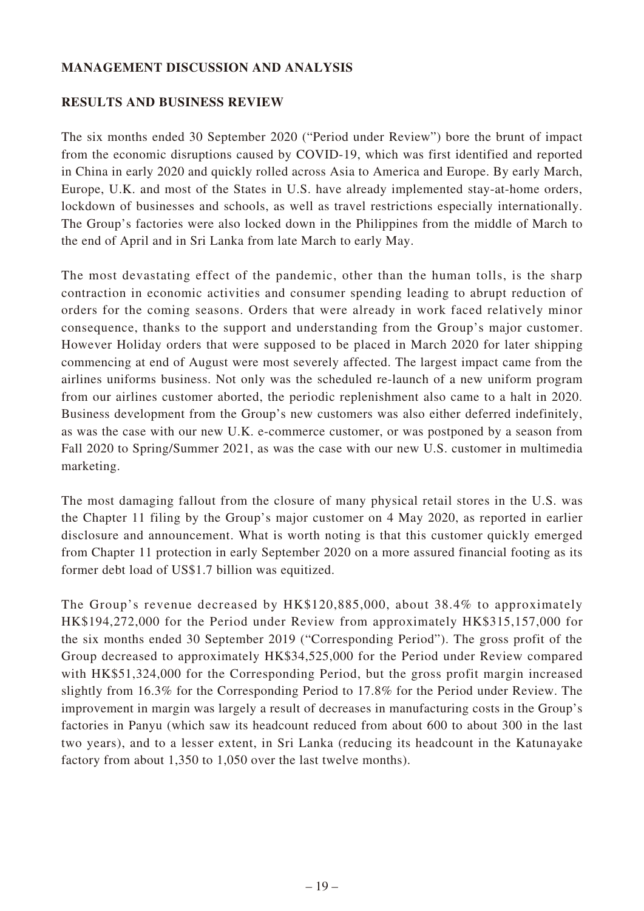## MANAGEMENT DISCUSSION AND ANALYSIS

### RESULTS AND BUSINESS REVIEW

The six months ended 30 September 2020 ("Period under Review") bore the brunt of impact from the economic disruptions caused by COVID-19, which was first identified and reported in China in early 2020 and quickly rolled across Asia to America and Europe. By early March, Europe, U.K. and most of the States in U.S. have already implemented stay-at-home orders, lockdown of businesses and schools, as well as travel restrictions especially internationally. The Group's factories were also locked down in the Philippines from the middle of March to the end of April and in Sri Lanka from late March to early May.

The most devastating effect of the pandemic, other than the human tolls, is the sharp contraction in economic activities and consumer spending leading to abrupt reduction of orders for the coming seasons. Orders that were already in work faced relatively minor consequence, thanks to the support and understanding from the Group's major customer. However Holiday orders that were supposed to be placed in March 2020 for later shipping commencing at end of August were most severely affected. The largest impact came from the airlines uniforms business. Not only was the scheduled re-launch of a new uniform program from our airlines customer aborted, the periodic replenishment also came to a halt in 2020. Business development from the Group's new customers was also either deferred indefinitely, as was the case with our new U.K. e-commerce customer, or was postponed by a season from Fall 2020 to Spring/Summer 2021, as was the case with our new U.S. customer in multimedia marketing.

The most damaging fallout from the closure of many physical retail stores in the U.S. was the Chapter 11 filing by the Group's major customer on 4 May 2020, as reported in earlier disclosure and announcement. What is worth noting is that this customer quickly emerged from Chapter 11 protection in early September 2020 on a more assured financial footing as its former debt load of US$1.7 billion was equitized.

The Group's revenue decreased by HK$120,885,000, about 38.4% to approximately HK$194,272,000 for the Period under Review from approximately HK$315,157,000 for the six months ended 30 September 2019 ("Corresponding Period"). The gross profit of the Group decreased to approximately HK$34,525,000 for the Period under Review compared with HK$51,324,000 for the Corresponding Period, but the gross profit margin increased slightly from 16.3% for the Corresponding Period to 17.8% for the Period under Review. The improvement in margin was largely a result of decreases in manufacturing costs in the Group's factories in Panyu (which saw its headcount reduced from about 600 to about 300 in the last two years), and to a lesser extent, in Sri Lanka (reducing its headcount in the Katunayake factory from about 1,350 to 1,050 over the last twelve months).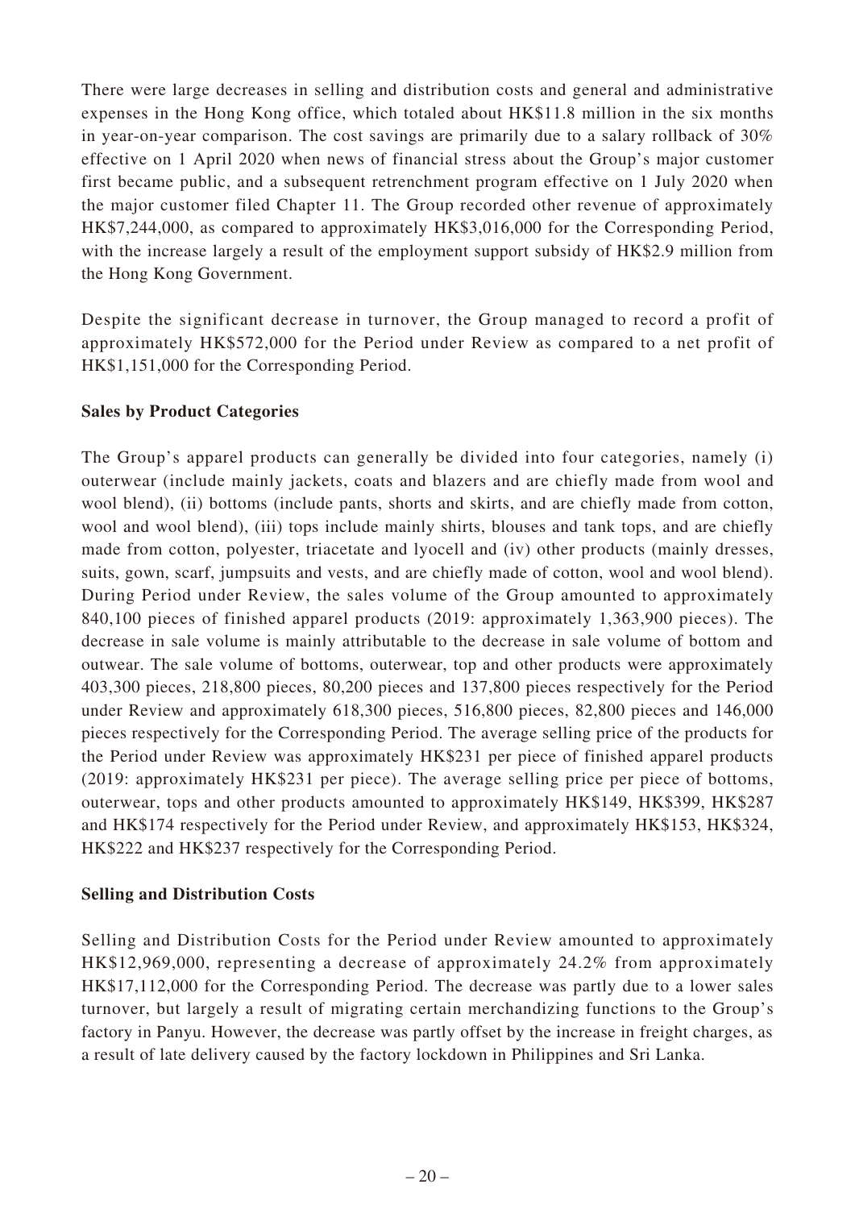There were large decreases in selling and distribution costs and general and administrative expenses in the Hong Kong office, which totaled about HK$11.8 million in the six months in year-on-year comparison. The cost savings are primarily due to a salary rollback of 30% effective on 1 April 2020 when news of financial stress about the Group's major customer first became public, and a subsequent retrenchment program effective on 1 July 2020 when the major customer filed Chapter 11. The Group recorded other revenue of approximately HK$7,244,000, as compared to approximately HK$3,016,000 for the Corresponding Period, with the increase largely a result of the employment support subsidy of HK$2.9 million from the Hong Kong Government.

Despite the significant decrease in turnover, the Group managed to record a profit of approximately HK$572,000 for the Period under Review as compared to a net profit of HK$1,151,000 for the Corresponding Period.

**Sales by Product Categories**

The Group's apparel products can generally be divided into four categories, namely (i) outerwear (include mainly jackets, coats and blazers and are chiefly made from wool and wool blend), (ii) bottoms (include pants, shorts and skirts, and are chiefly made from cotton, wool and wool blend), (iii) tops include mainly shirts, blouses and tank tops, and are chiefly made from cotton, polyester, triacetate and lyocell and (iv) other products (mainly dresses, suits, gown, scarf, jumpsuits and vests, and are chiefly made of cotton, wool and wool blend). During Period under Review, the sales volume of the Group amounted to approximately 840,100 pieces of finished apparel products (2019: approximately 1,363,900 pieces). The decrease in sale volume is mainly attributable to the decrease in sale volume of bottom and outwear. The sale volume of bottoms, outerwear, top and other products were approximately 403,300 pieces, 218,800 pieces, 80,200 pieces and 137,800 pieces respectively for the Period under Review and approximately 618,300 pieces, 516,800 pieces, 82,800 pieces and 146,000 pieces respectively for the Corresponding Period. The average selling price of the products for the Period under Review was approximately HK$231 per piece of finished apparel products (2019: approximately HK$231 per piece). The average selling price per piece of bottoms, outerwear, tops and other products amounted to approximately HK$149, HK$399, HK$287 and HK$174 respectively for the Period under Review, and approximately HK$153, HK$324, HK$222 and HK$237 respectively for the Corresponding Period.

**Selling and Distribution Costs**

Selling and Distribution Costs for the Period under Review amounted to approximately HK$12,969,000, representing a decrease of approximately 24.2% from approximately HK$17,112,000 for the Corresponding Period. The decrease was partly due to a lower sales turnover, but largely a result of migrating certain merchandizing functions to the Group's factory in Panyu. However, the decrease was partly offset by the increase in freight charges, as a result of late delivery caused by the factory lockdown in Philippines and Sri Lanka.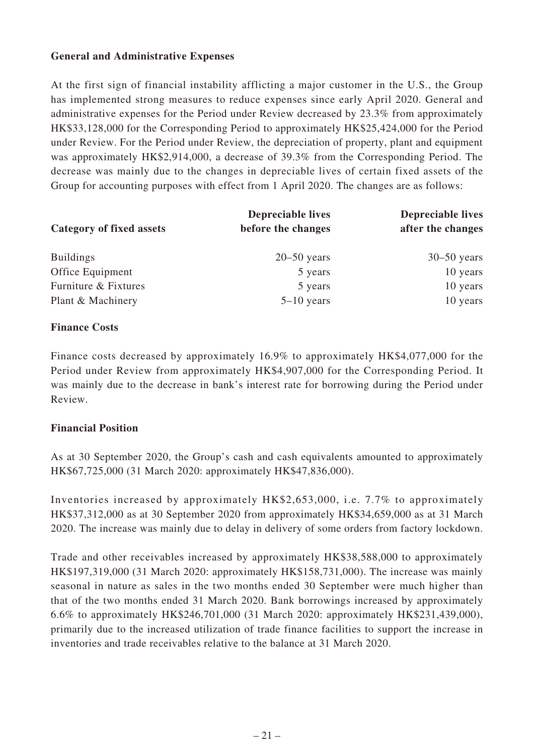**General and Administrative Expenses**

At the first sign of financial instability afflicting a major customer in the U.S., the Group has implemented strong measures to reduce expenses since early April 2020. General and administrative expenses for the Period under Review decreased by 23.3% from approximately HK$33,128,000 for the Corresponding Period to approximately HK$25,424,000 for the Period under Review. For the Period under Review, the depreciation of property, plant and equipment was approximately HK$2,914,000, a decrease of 39.3% from the Corresponding Period. The decrease was mainly due to the changes in depreciable lives of certain fixed assets of the Group for accounting purposes with effect from 1 April 2020. The changes are as follows:

| Category of fixed assets | Depreciable lives before the changes | Depreciable lives after the changes |
|---|---|---|
| Buildings | 20–50 years | 30–50 years |
| Office Equipment | 5 years | 10 years |
| Furniture & Fixtures | 5 years | 10 years |
| Plant & Machinery | 5–10 years | 10 years |

**Finance Costs**

Finance costs decreased by approximately 16.9% to approximately HK$4,077,000 for the Period under Review from approximately HK$4,907,000 for the Corresponding Period. It was mainly due to the decrease in bank's interest rate for borrowing during the Period under Review.

**Financial Position**

As at 30 September 2020, the Group's cash and cash equivalents amounted to approximately HK$67,725,000 (31 March 2020: approximately HK$47,836,000).

Inventories increased by approximately HK$2,653,000, i.e. 7.7% to approximately HK$37,312,000 as at 30 September 2020 from approximately HK$34,659,000 as at 31 March 2020. The increase was mainly due to delay in delivery of some orders from factory lockdown.

Trade and other receivables increased by approximately HK$38,588,000 to approximately HK$197,319,000 (31 March 2020: approximately HK$158,731,000). The increase was mainly seasonal in nature as sales in the two months ended 30 September were much higher than that of the two months ended 31 March 2020. Bank borrowings increased by approximately 6.6% to approximately HK$246,701,000 (31 March 2020: approximately HK$231,439,000), primarily due to the increased utilization of trade finance facilities to support the increase in inventories and trade receivables relative to the balance at 31 March 2020.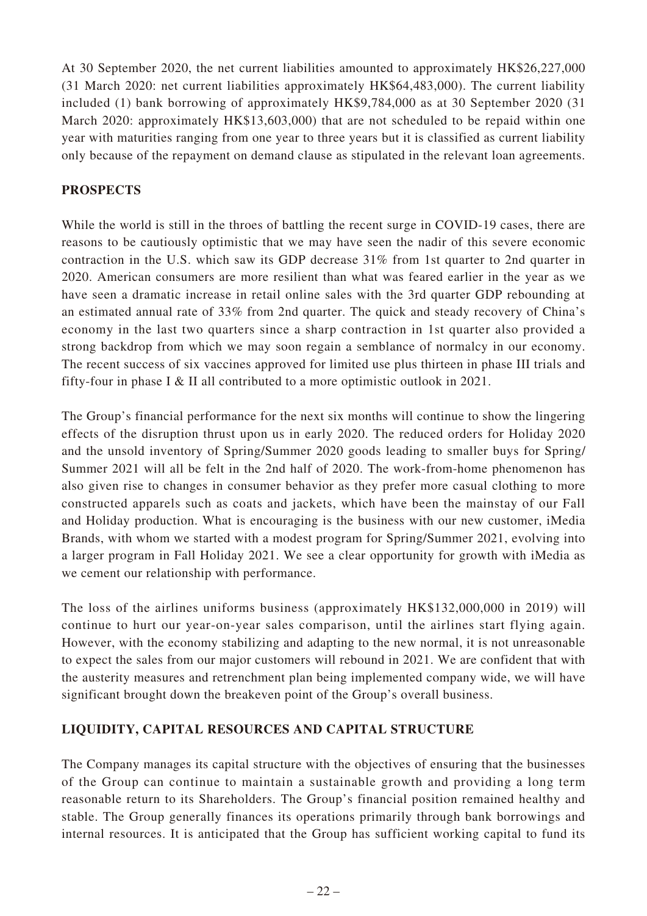At 30 September 2020, the net current liabilities amounted to approximately HK$26,227,000 (31 March 2020: net current liabilities approximately HK$64,483,000). The current liability included (1) bank borrowing of approximately HK$9,784,000 as at 30 September 2020 (31 March 2020: approximately HK$13,603,000) that are not scheduled to be repaid within one year with maturities ranging from one year to three years but it is classified as current liability only because of the repayment on demand clause as stipulated in the relevant loan agreements.

## PROSPECTS

While the world is still in the throes of battling the recent surge in COVID-19 cases, there are reasons to be cautiously optimistic that we may have seen the nadir of this severe economic contraction in the U.S. which saw its GDP decrease 31% from 1st quarter to 2nd quarter in 2020. American consumers are more resilient than what was feared earlier in the year as we have seen a dramatic increase in retail online sales with the 3rd quarter GDP rebounding at an estimated annual rate of 33% from 2nd quarter. The quick and steady recovery of China's economy in the last two quarters since a sharp contraction in 1st quarter also provided a strong backdrop from which we may soon regain a semblance of normalcy in our economy. The recent success of six vaccines approved for limited use plus thirteen in phase III trials and fifty-four in phase I & II all contributed to a more optimistic outlook in 2021.

The Group's financial performance for the next six months will continue to show the lingering effects of the disruption thrust upon us in early 2020. The reduced orders for Holiday 2020 and the unsold inventory of Spring/Summer 2020 goods leading to smaller buys for Spring/Summer 2021 will all be felt in the 2nd half of 2020. The work-from-home phenomenon has also given rise to changes in consumer behavior as they prefer more casual clothing to more constructed apparels such as coats and jackets, which have been the mainstay of our Fall and Holiday production. What is encouraging is the business with our new customer, iMedia Brands, with whom we started with a modest program for Spring/Summer 2021, evolving into a larger program in Fall Holiday 2021. We see a clear opportunity for growth with iMedia as we cement our relationship with performance.

The loss of the airlines uniforms business (approximately HK$132,000,000 in 2019) will continue to hurt our year-on-year sales comparison, until the airlines start flying again. However, with the economy stabilizing and adapting to the new normal, it is not unreasonable to expect the sales from our major customers will rebound in 2021. We are confident that with the austerity measures and retrenchment plan being implemented company wide, we will have significant brought down the breakeven point of the Group's overall business.

## LIQUIDITY, CAPITAL RESOURCES AND CAPITAL STRUCTURE

The Company manages its capital structure with the objectives of ensuring that the businesses of the Group can continue to maintain a sustainable growth and providing a long term reasonable return to its Shareholders. The Group's financial position remained healthy and stable. The Group generally finances its operations primarily through bank borrowings and internal resources. It is anticipated that the Group has sufficient working capital to fund its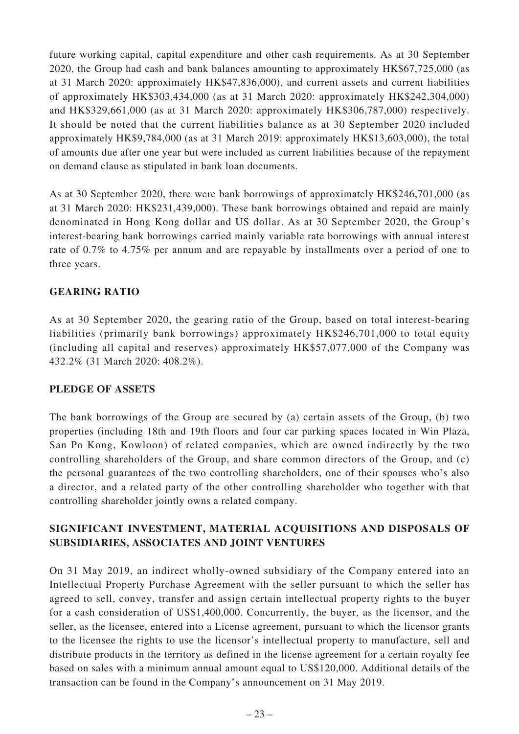future working capital, capital expenditure and other cash requirements. As at 30 September 2020, the Group had cash and bank balances amounting to approximately HK$67,725,000 (as at 31 March 2020: approximately HK$47,836,000), and current assets and current liabilities of approximately HK$303,434,000 (as at 31 March 2020: approximately HK$242,304,000) and HK$329,661,000 (as at 31 March 2020: approximately HK$306,787,000) respectively. It should be noted that the current liabilities balance as at 30 September 2020 included approximately HK$9,784,000 (as at 31 March 2019: approximately HK$13,603,000), the total of amounts due after one year but were included as current liabilities because of the repayment on demand clause as stipulated in bank loan documents.

As at 30 September 2020, there were bank borrowings of approximately HK$246,701,000 (as at 31 March 2020: HK$231,439,000). These bank borrowings obtained and repaid are mainly denominated in Hong Kong dollar and US dollar. As at 30 September 2020, the Group's interest-bearing bank borrowings carried mainly variable rate borrowings with annual interest rate of 0.7% to 4.75% per annum and are repayable by installments over a period of one to three years.

## GEARING RATIO

As at 30 September 2020, the gearing ratio of the Group, based on total interest-bearing liabilities (primarily bank borrowings) approximately HK$246,701,000 to total equity (including all capital and reserves) approximately HK$57,077,000 of the Company was 432.2% (31 March 2020: 408.2%).

## PLEDGE OF ASSETS

The bank borrowings of the Group are secured by (a) certain assets of the Group, (b) two properties (including 18th and 19th floors and four car parking spaces located in Win Plaza, San Po Kong, Kowloon) of related companies, which are owned indirectly by the two controlling shareholders of the Group, and share common directors of the Group, and (c) the personal guarantees of the two controlling shareholders, one of their spouses who's also a director, and a related party of the other controlling shareholder who together with that controlling shareholder jointly owns a related company.

## SIGNIFICANT INVESTMENT, MATERIAL ACQUISITIONS AND DISPOSALS OF SUBSIDIARIES, ASSOCIATES AND JOINT VENTURES

On 31 May 2019, an indirect wholly-owned subsidiary of the Company entered into an Intellectual Property Purchase Agreement with the seller pursuant to which the seller has agreed to sell, convey, transfer and assign certain intellectual property rights to the buyer for a cash consideration of US$1,400,000. Concurrently, the buyer, as the licensor, and the seller, as the licensee, entered into a License agreement, pursuant to which the licensor grants to the licensee the rights to use the licensor's intellectual property to manufacture, sell and distribute products in the territory as defined in the license agreement for a certain royalty fee based on sales with a minimum annual amount equal to US$120,000. Additional details of the transaction can be found in the Company's announcement on 31 May 2019.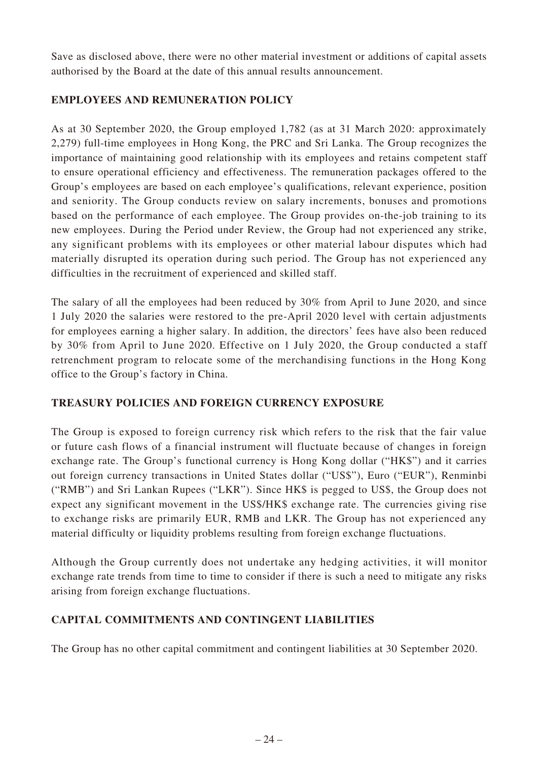Save as disclosed above, there were no other material investment or additions of capital assets authorised by the Board at the date of this annual results announcement.

## EMPLOYEES AND REMUNERATION POLICY

As at 30 September 2020, the Group employed 1,782 (as at 31 March 2020: approximately 2,279) full-time employees in Hong Kong, the PRC and Sri Lanka. The Group recognizes the importance of maintaining good relationship with its employees and retains competent staff to ensure operational efficiency and effectiveness. The remuneration packages offered to the Group's employees are based on each employee's qualifications, relevant experience, position and seniority. The Group conducts review on salary increments, bonuses and promotions based on the performance of each employee. The Group provides on-the-job training to its new employees. During the Period under Review, the Group had not experienced any strike, any significant problems with its employees or other material labour disputes which had materially disrupted its operation during such period. The Group has not experienced any difficulties in the recruitment of experienced and skilled staff.

The salary of all the employees had been reduced by 30% from April to June 2020, and since 1 July 2020 the salaries were restored to the pre-April 2020 level with certain adjustments for employees earning a higher salary. In addition, the directors' fees have also been reduced by 30% from April to June 2020. Effective on 1 July 2020, the Group conducted a staff retrenchment program to relocate some of the merchandising functions in the Hong Kong office to the Group's factory in China.

## TREASURY POLICIES AND FOREIGN CURRENCY EXPOSURE

The Group is exposed to foreign currency risk which refers to the risk that the fair value or future cash flows of a financial instrument will fluctuate because of changes in foreign exchange rate. The Group's functional currency is Hong Kong dollar ("HK$") and it carries out foreign currency transactions in United States dollar ("US$"), Euro ("EUR"), Renminbi ("RMB") and Sri Lankan Rupees ("LKR"). Since HK$ is pegged to US$, the Group does not expect any significant movement in the US$/HK$ exchange rate. The currencies giving rise to exchange risks are primarily EUR, RMB and LKR. The Group has not experienced any material difficulty or liquidity problems resulting from foreign exchange fluctuations.

Although the Group currently does not undertake any hedging activities, it will monitor exchange rate trends from time to time to consider if there is such a need to mitigate any risks arising from foreign exchange fluctuations.

## CAPITAL COMMITMENTS AND CONTINGENT LIABILITIES

The Group has no other capital commitment and contingent liabilities at 30 September 2020.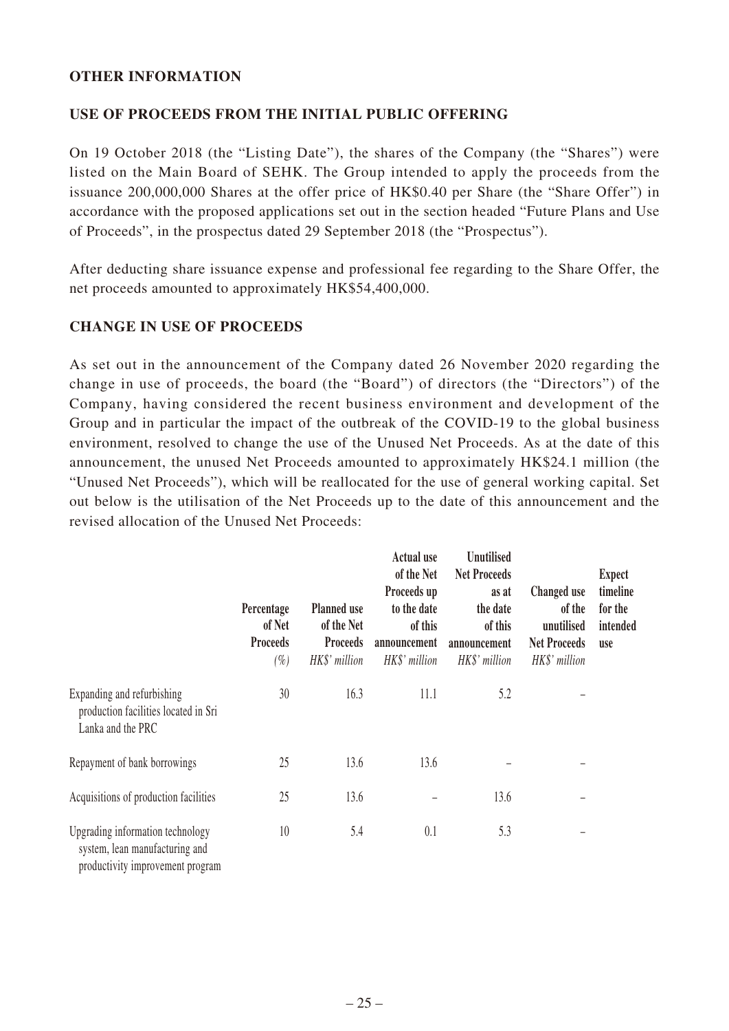## OTHER INFORMATION

## USE OF PROCEEDS FROM THE INITIAL PUBLIC OFFERING

On 19 October 2018 (the "Listing Date"), the shares of the Company (the "Shares") were listed on the Main Board of SEHK. The Group intended to apply the proceeds from the issuance 200,000,000 Shares at the offer price of HK$0.40 per Share (the "Share Offer") in accordance with the proposed applications set out in the section headed "Future Plans and Use of Proceeds", in the prospectus dated 29 September 2018 (the "Prospectus").

After deducting share issuance expense and professional fee regarding to the Share Offer, the net proceeds amounted to approximately HK$54,400,000.

## CHANGE IN USE OF PROCEEDS

As set out in the announcement of the Company dated 26 November 2020 regarding the change in use of proceeds, the board (the "Board") of directors (the "Directors") of the Company, having considered the recent business environment and development of the Group and in particular the impact of the outbreak of the COVID-19 to the global business environment, resolved to change the use of the Unused Net Proceeds. As at the date of this announcement, the unused Net Proceeds amounted to approximately HK$24.1 million (the "Unused Net Proceeds"), which will be reallocated for the use of general working capital. Set out below is the utilisation of the Net Proceeds up to the date of this announcement and the revised allocation of the Unused Net Proceeds:

| | Percentage of Net Proceeds | Planned use of the Net Proceeds | Actual use of the Net Proceeds up to the date of this announcement | Unutilised Net Proceeds as at the date of this announcement | Changed use of the unutilised Net Proceeds | Expect timeline for the intended use |
|---|---|---|---|---|---|---|
| | *(%)* | *HK$' million* | *HK$' million* | *HK$' million* | *HK$' million* | |
| Expanding and refurbishing production facilities located in Sri Lanka and the PRC | 30 | 16.3 | 11.1 | 5.2 | – | |
| Repayment of bank borrowings | 25 | 13.6 | 13.6 | – | – | |
| Acquisitions of production facilities | 25 | 13.6 | – | 13.6 | – | |
| Upgrading information technology system, lean manufacturing and productivity improvement program | 10 | 5.4 | 0.1 | 5.3 | – | |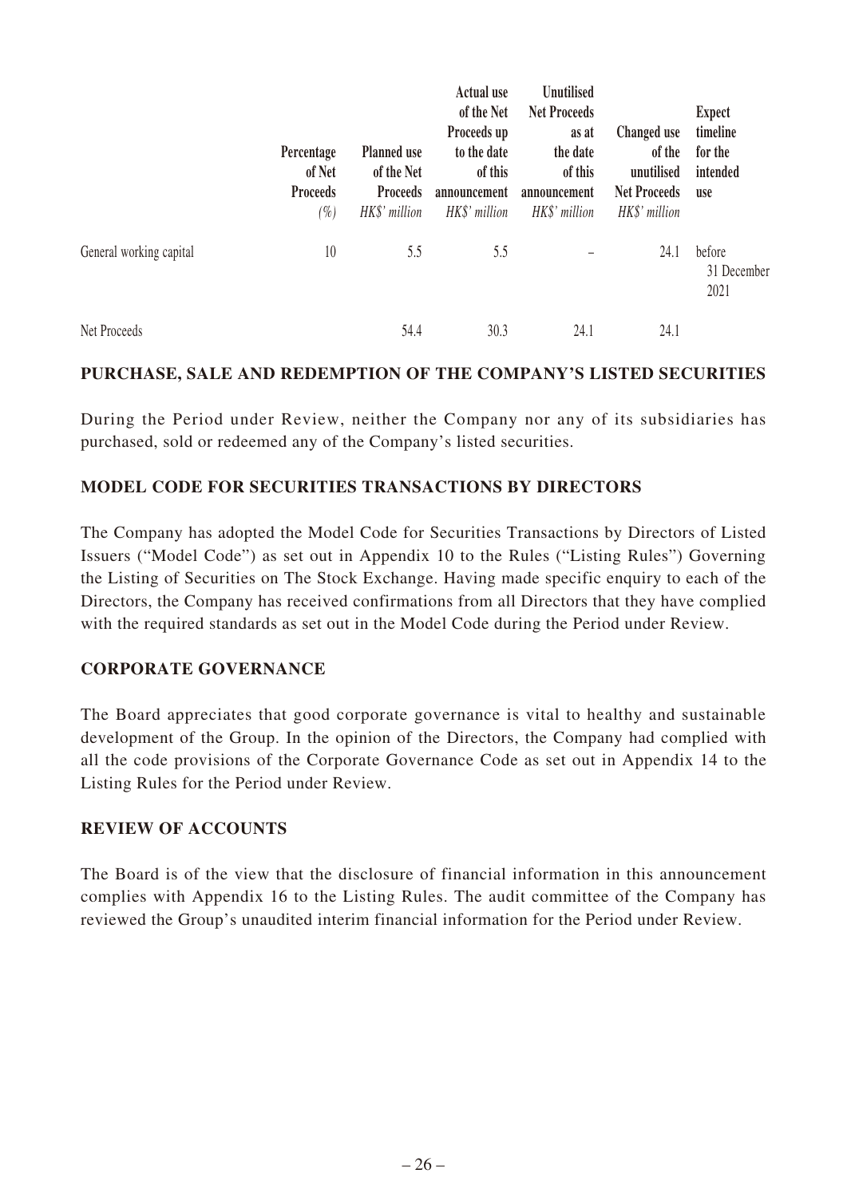| | Percentage of Net Proceeds (%) | Planned use of the Net Proceeds HK$' million | Actual use of the Net Proceeds up to the date of this announcement HK$' million | Unutilised Net Proceeds as at the date of this announcement HK$' million | Changed use of the unutilised Net Proceeds HK$' million | Expect timeline for the intended use |
|---|---|---|---|---|---|---|
| General working capital | 10 | 5.5 | 5.5 | – | 24.1 | before 31 December 2021 |
| Net Proceeds | | 54.4 | 30.3 | 24.1 | 24.1 | |

## PURCHASE, SALE AND REDEMPTION OF THE COMPANY'S LISTED SECURITIES

During the Period under Review, neither the Company nor any of its subsidiaries has purchased, sold or redeemed any of the Company's listed securities.

## MODEL CODE FOR SECURITIES TRANSACTIONS BY DIRECTORS

The Company has adopted the Model Code for Securities Transactions by Directors of Listed Issuers ("Model Code") as set out in Appendix 10 to the Rules ("Listing Rules") Governing the Listing of Securities on The Stock Exchange. Having made specific enquiry to each of the Directors, the Company has received confirmations from all Directors that they have complied with the required standards as set out in the Model Code during the Period under Review.

## CORPORATE GOVERNANCE

The Board appreciates that good corporate governance is vital to healthy and sustainable development of the Group. In the opinion of the Directors, the Company had complied with all the code provisions of the Corporate Governance Code as set out in Appendix 14 to the Listing Rules for the Period under Review.

## REVIEW OF ACCOUNTS

The Board is of the view that the disclosure of financial information in this announcement complies with Appendix 16 to the Listing Rules. The audit committee of the Company has reviewed the Group's unaudited interim financial information for the Period under Review.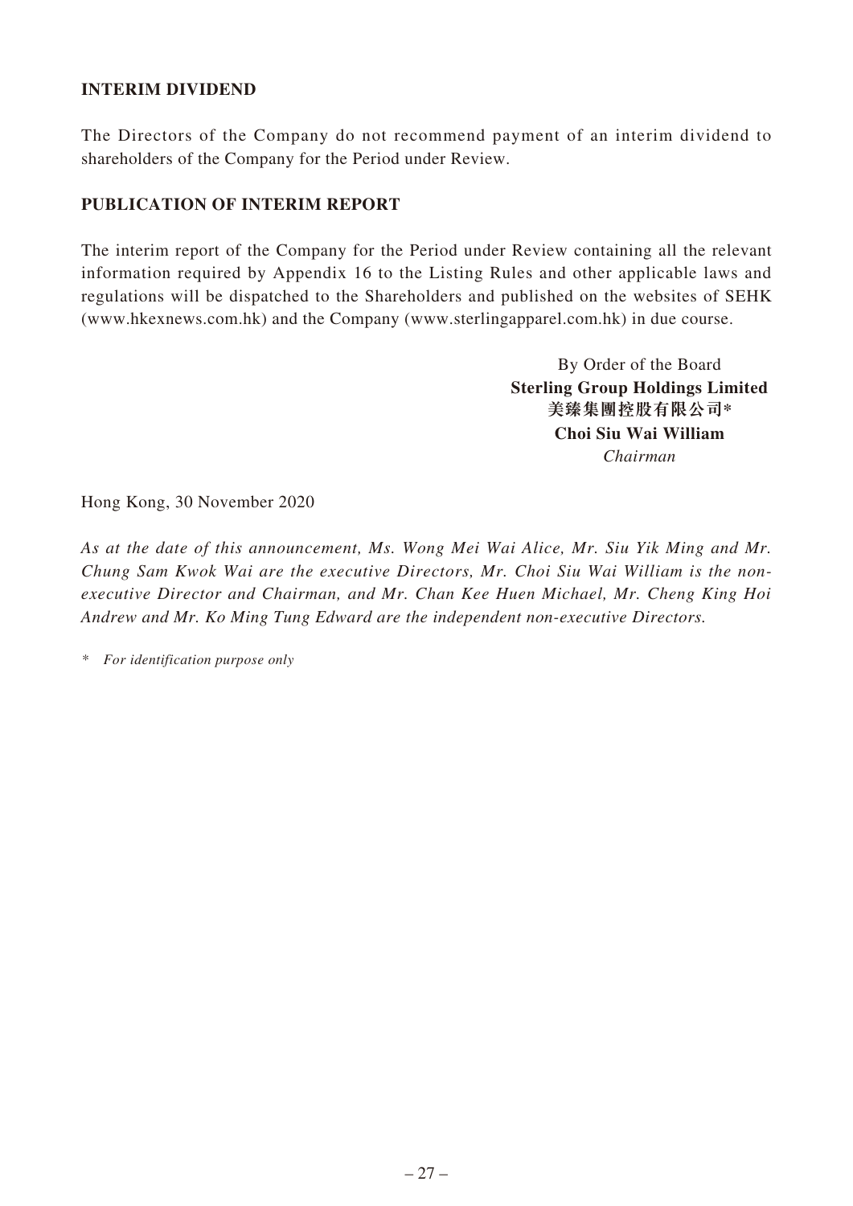**INTERIM DIVIDEND**

The Directors of the Company do not recommend payment of an interim dividend to shareholders of the Company for the Period under Review.

**PUBLICATION OF INTERIM REPORT**

The interim report of the Company for the Period under Review containing all the relevant information required by Appendix 16 to the Listing Rules and other applicable laws and regulations will be dispatched to the Shareholders and published on the websites of SEHK (www.hkexnews.com.hk) and the Company (www.sterlingapparel.com.hk) in due course.

By Order of the Board
**Sterling Group Holdings Limited**
**美臻集團控股有限公司***
**Choi Siu Wai William**
*Chairman*

Hong Kong, 30 November 2020

*As at the date of this announcement, Ms. Wong Mei Wai Alice, Mr. Siu Yik Ming and Mr. Chung Sam Kwok Wai are the executive Directors, Mr. Choi Siu Wai William is the non-executive Director and Chairman, and Mr. Chan Kee Huen Michael, Mr. Cheng King Hoi Andrew and Mr. Ko Ming Tung Edward are the independent non-executive Directors.*

\* *For identification purpose only*